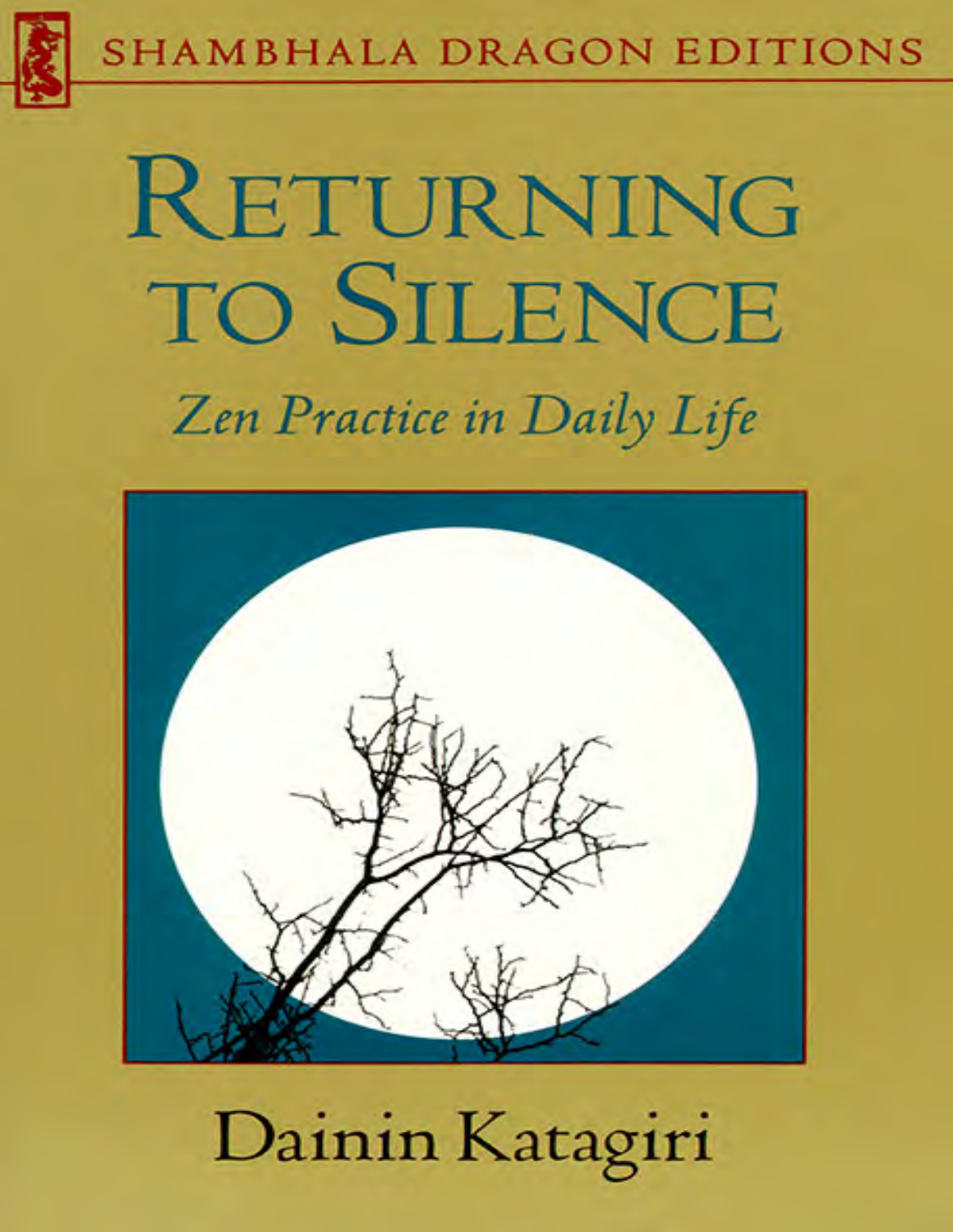SHAMBHALA DRAGON EDITIONS

# RETURNING TO SILENCE

## *Zen Practice in Daily Life*

Dainin Katagiri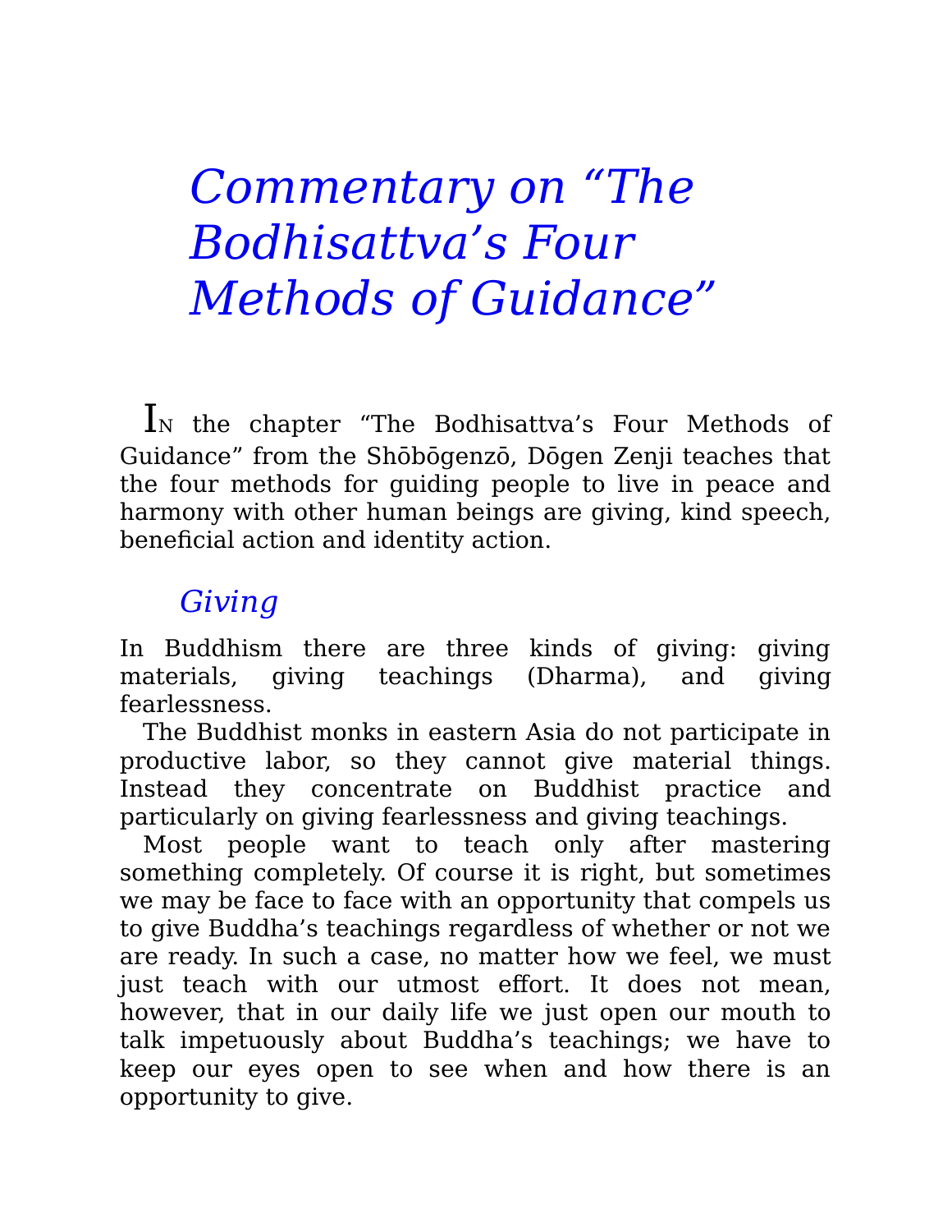# *Commentary on "The Bodhisattva's Four Methods of Guidance"*

In the chapter "The Bodhisattva's Four Methods of Guidance" from the Shōbōgenzō, Dōgen Zenji teaches that the four methods for guiding people to live in peace and harmony with other human beings are giving, kind speech, beneficial action and identity action.

## *Giving*

In Buddhism there are three kinds of giving: giving materials, giving teachings (Dharma), and giving fearlessness.

The Buddhist monks in eastern Asia do not participate in productive labor, so they cannot give material things. Instead they concentrate on Buddhist practice and particularly on giving fearlessness and giving teachings.

Most people want to teach only after mastering something completely. Of course it is right, but sometimes we may be face to face with an opportunity that compels us to give Buddha's teachings regardless of whether or not we are ready. In such a case, no matter how we feel, we must just teach with our utmost effort. It does not mean, however, that in our daily life we just open our mouth to talk impetuously about Buddha's teachings; we have to keep our eyes open to see when and how there is an opportunity to give.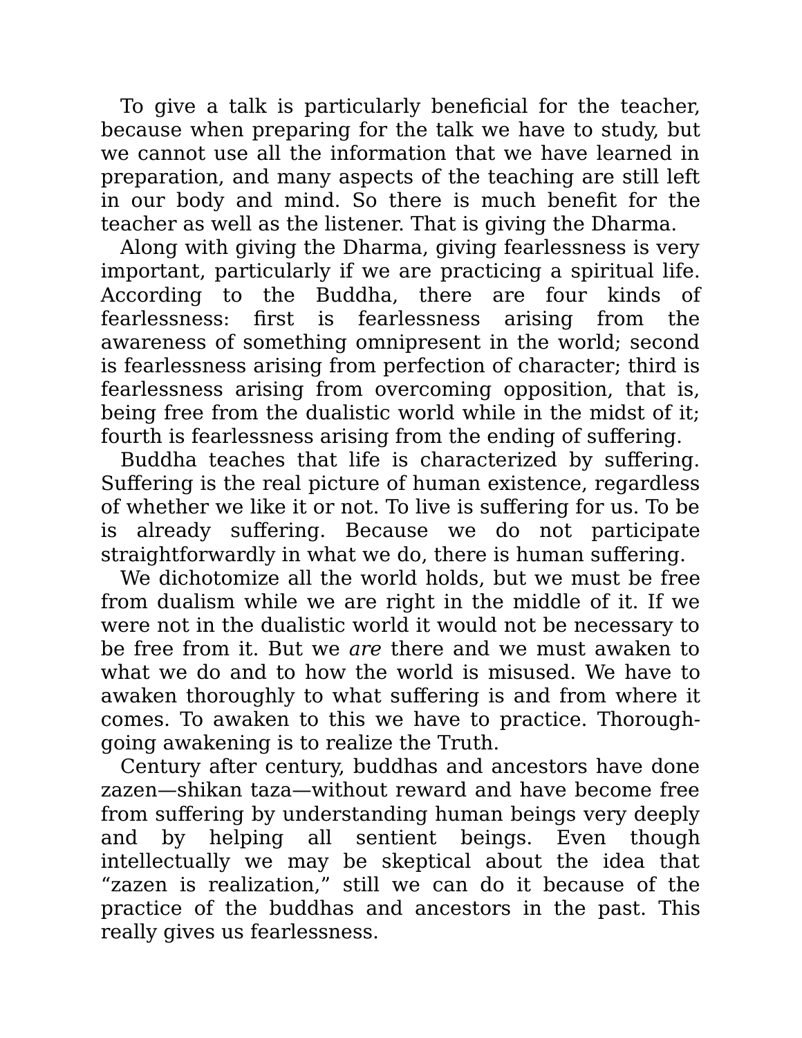To give a talk is particularly beneficial for the teacher, because when preparing for the talk we have to study, but we cannot use all the information that we have learned in preparation, and many aspects of the teaching are still left in our body and mind. So there is much benefit for the teacher as well as the listener. That is giving the Dharma.

Along with giving the Dharma, giving fearlessness is very important, particularly if we are practicing a spiritual life. According to the Buddha, there are four kinds of fearlessness: first is fearlessness arising from the awareness of something omnipresent in the world; second is fearlessness arising from perfection of character; third is fearlessness arising from overcoming opposition, that is, being free from the dualistic world while in the midst of it; fourth is fearlessness arising from the ending of suffering.

Buddha teaches that life is characterized by suffering. Suffering is the real picture of human existence, regardless of whether we like it or not. To live is suffering for us. To be is already suffering. Because we do not participate straightforwardly in what we do, there is human suffering.

We dichotomize all the world holds, but we must be free from dualism while we are right in the middle of it. If we were not in the dualistic world it would not be necessary to be free from it. But we *are* there and we must awaken to what we do and to how the world is misused. We have to awaken thoroughly to what suffering is and from where it comes. To awaken to this we have to practice. Thorough-going awakening is to realize the Truth.

Century after century, buddhas and ancestors have done zazen—shikan taza—without reward and have become free from suffering by understanding human beings very deeply and by helping all sentient beings. Even though intellectually we may be skeptical about the idea that "zazen is realization," still we can do it because of the practice of the buddhas and ancestors in the past. This really gives us fearlessness.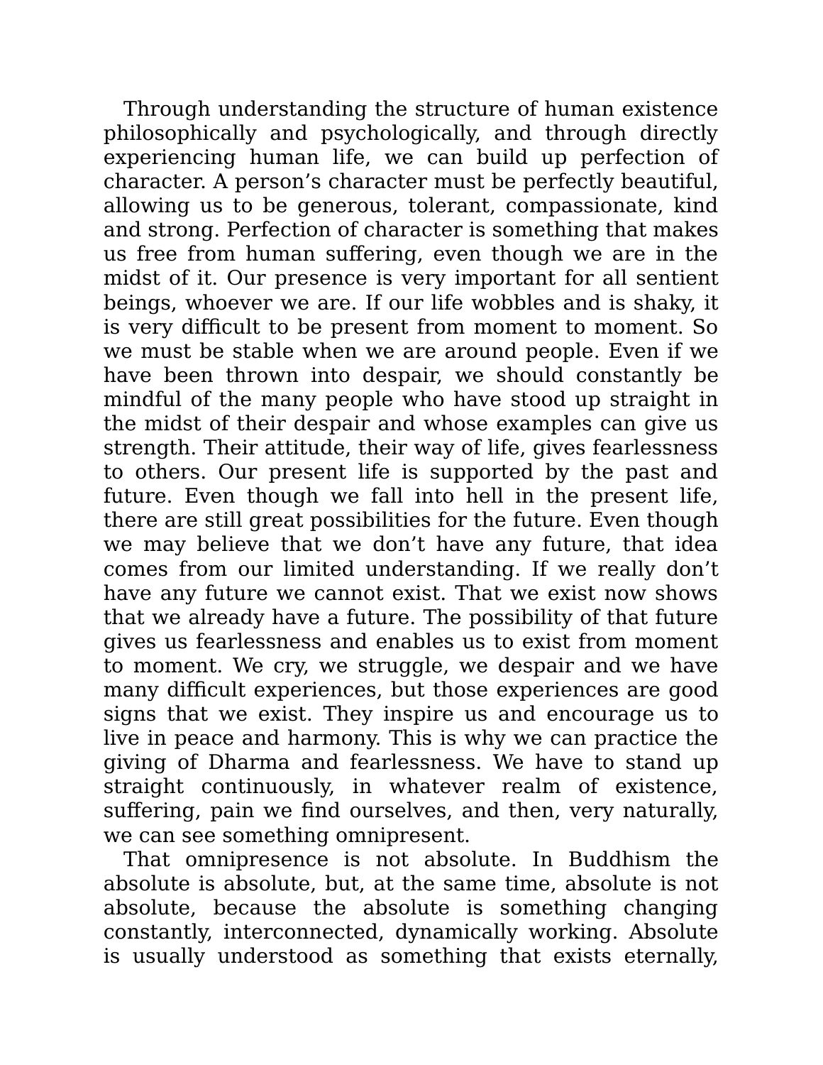Through understanding the structure of human existence philosophically and psychologically, and through directly experiencing human life, we can build up perfection of character. A person's character must be perfectly beautiful, allowing us to be generous, tolerant, compassionate, kind and strong. Perfection of character is something that makes us free from human suffering, even though we are in the midst of it. Our presence is very important for all sentient beings, whoever we are. If our life wobbles and is shaky, it is very difficult to be present from moment to moment. So we must be stable when we are around people. Even if we have been thrown into despair, we should constantly be mindful of the many people who have stood up straight in the midst of their despair and whose examples can give us strength. Their attitude, their way of life, gives fearlessness to others. Our present life is supported by the past and future. Even though we fall into hell in the present life, there are still great possibilities for the future. Even though we may believe that we don't have any future, that idea comes from our limited understanding. If we really don't have any future we cannot exist. That we exist now shows that we already have a future. The possibility of that future gives us fearlessness and enables us to exist from moment to moment. We cry, we struggle, we despair and we have many difficult experiences, but those experiences are good signs that we exist. They inspire us and encourage us to live in peace and harmony. This is why we can practice the giving of Dharma and fearlessness. We have to stand up straight continuously, in whatever realm of existence, suffering, pain we find ourselves, and then, very naturally, we can see something omnipresent.

That omnipresence is not absolute. In Buddhism the absolute is absolute, but, at the same time, absolute is not absolute, because the absolute is something changing constantly, interconnected, dynamically working. Absolute is usually understood as something that exists eternally,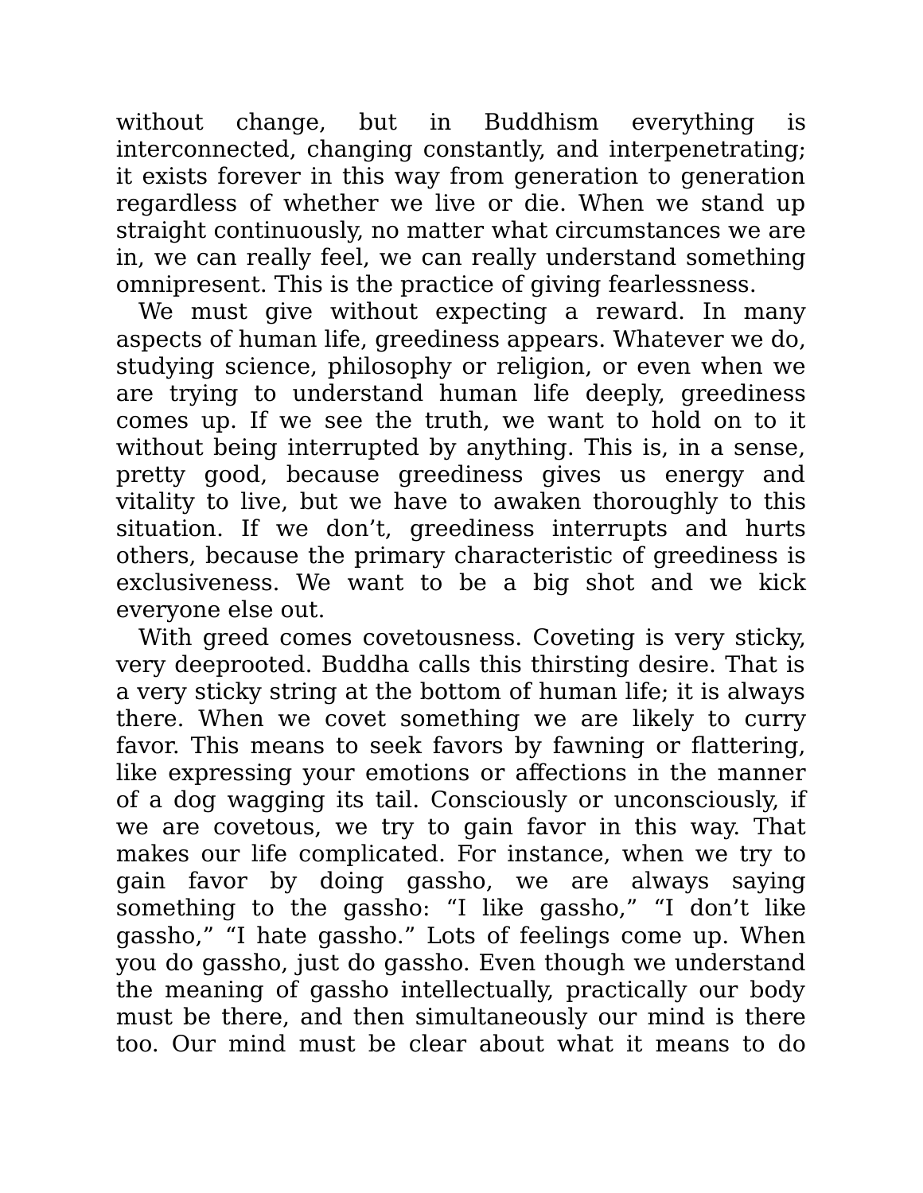without change, but in Buddhism everything is interconnected, changing constantly, and interpenetrating; it exists forever in this way from generation to generation regardless of whether we live or die. When we stand up straight continuously, no matter what circumstances we are in, we can really feel, we can really understand something omnipresent. This is the practice of giving fearlessness.

We must give without expecting a reward. In many aspects of human life, greediness appears. Whatever we do, studying science, philosophy or religion, or even when we are trying to understand human life deeply, greediness comes up. If we see the truth, we want to hold on to it without being interrupted by anything. This is, in a sense, pretty good, because greediness gives us energy and vitality to live, but we have to awaken thoroughly to this situation. If we don't, greediness interrupts and hurts others, because the primary characteristic of greediness is exclusiveness. We want to be a big shot and we kick everyone else out.

With greed comes covetousness. Coveting is very sticky, very deeprooted. Buddha calls this thirsting desire. That is a very sticky string at the bottom of human life; it is always there. When we covet something we are likely to curry favor. This means to seek favors by fawning or flattering, like expressing your emotions or affections in the manner of a dog wagging its tail. Consciously or unconsciously, if we are covetous, we try to gain favor in this way. That makes our life complicated. For instance, when we try to gain favor by doing gassho, we are always saying something to the gassho: "I like gassho," "I don't like gassho," "I hate gassho." Lots of feelings come up. When you do gassho, just do gassho. Even though we understand the meaning of gassho intellectually, practically our body must be there, and then simultaneously our mind is there too. Our mind must be clear about what it means to do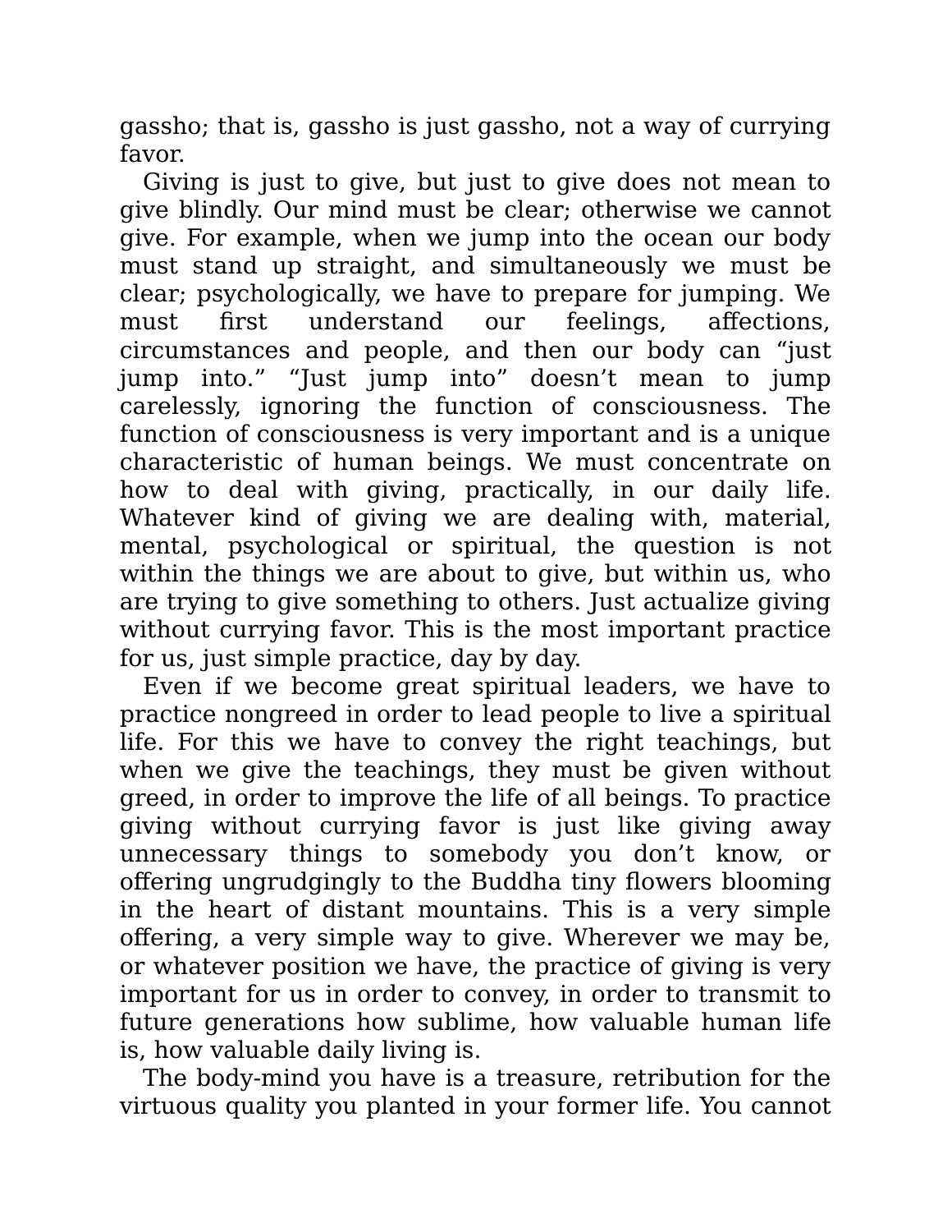gassho; that is, gassho is just gassho, not a way of currying favor.

Giving is just to give, but just to give does not mean to give blindly. Our mind must be clear; otherwise we cannot give. For example, when we jump into the ocean our body must stand up straight, and simultaneously we must be clear; psychologically, we have to prepare for jumping. We must first understand our feelings, affections, circumstances and people, and then our body can “just jump into.” “Just jump into” doesn’t mean to jump carelessly, ignoring the function of consciousness. The function of consciousness is very important and is a unique characteristic of human beings. We must concentrate on how to deal with giving, practically, in our daily life. Whatever kind of giving we are dealing with, material, mental, psychological or spiritual, the question is not within the things we are about to give, but within us, who are trying to give something to others. Just actualize giving without currying favor. This is the most important practice for us, just simple practice, day by day.

Even if we become great spiritual leaders, we have to practice nongreed in order to lead people to live a spiritual life. For this we have to convey the right teachings, but when we give the teachings, they must be given without greed, in order to improve the life of all beings. To practice giving without currying favor is just like giving away unnecessary things to somebody you don’t know, or offering ungrudgingly to the Buddha tiny flowers blooming in the heart of distant mountains. This is a very simple offering, a very simple way to give. Wherever we may be, or whatever position we have, the practice of giving is very important for us in order to convey, in order to transmit to future generations how sublime, how valuable human life is, how valuable daily living is.

The body-mind you have is a treasure, retribution for the virtuous quality you planted in your former life. You cannot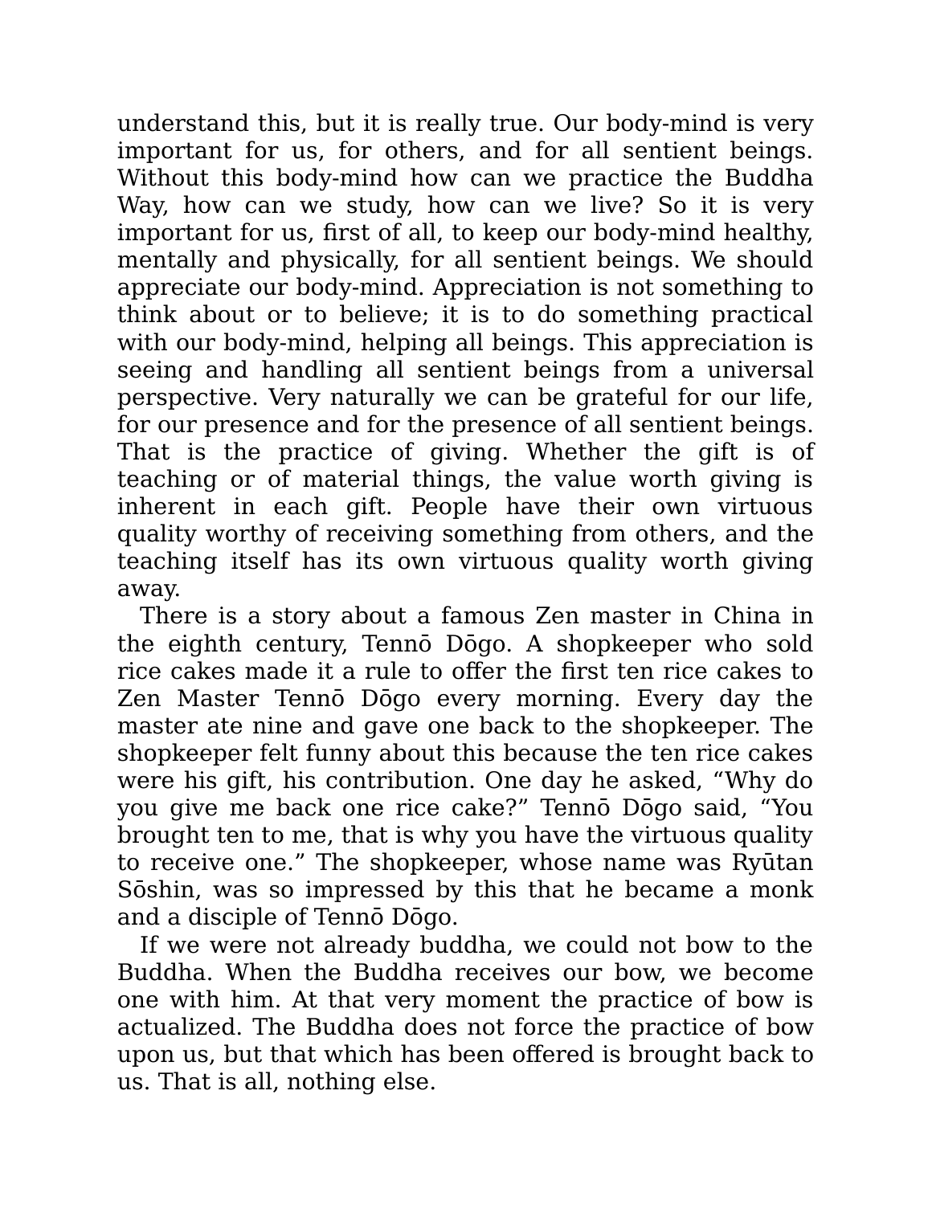understand this, but it is really true. Our body-mind is very important for us, for others, and for all sentient beings. Without this body-mind how can we practice the Buddha Way, how can we study, how can we live? So it is very important for us, first of all, to keep our body-mind healthy, mentally and physically, for all sentient beings. We should appreciate our body-mind. Appreciation is not something to think about or to believe; it is to do something practical with our body-mind, helping all beings. This appreciation is seeing and handling all sentient beings from a universal perspective. Very naturally we can be grateful for our life, for our presence and for the presence of all sentient beings. That is the practice of giving. Whether the gift is of teaching or of material things, the value worth giving is inherent in each gift. People have their own virtuous quality worthy of receiving something from others, and the teaching itself has its own virtuous quality worth giving away.

There is a story about a famous Zen master in China in the eighth century, Tennō Dōgo. A shopkeeper who sold rice cakes made it a rule to offer the first ten rice cakes to Zen Master Tennō Dōgo every morning. Every day the master ate nine and gave one back to the shopkeeper. The shopkeeper felt funny about this because the ten rice cakes were his gift, his contribution. One day he asked, "Why do you give me back one rice cake?" Tennō Dōgo said, "You brought ten to me, that is why you have the virtuous quality to receive one." The shopkeeper, whose name was Ryūtan Sōshin, was so impressed by this that he became a monk and a disciple of Tennō Dōgo.

If we were not already buddha, we could not bow to the Buddha. When the Buddha receives our bow, we become one with him. At that very moment the practice of bow is actualized. The Buddha does not force the practice of bow upon us, but that which has been offered is brought back to us. That is all, nothing else.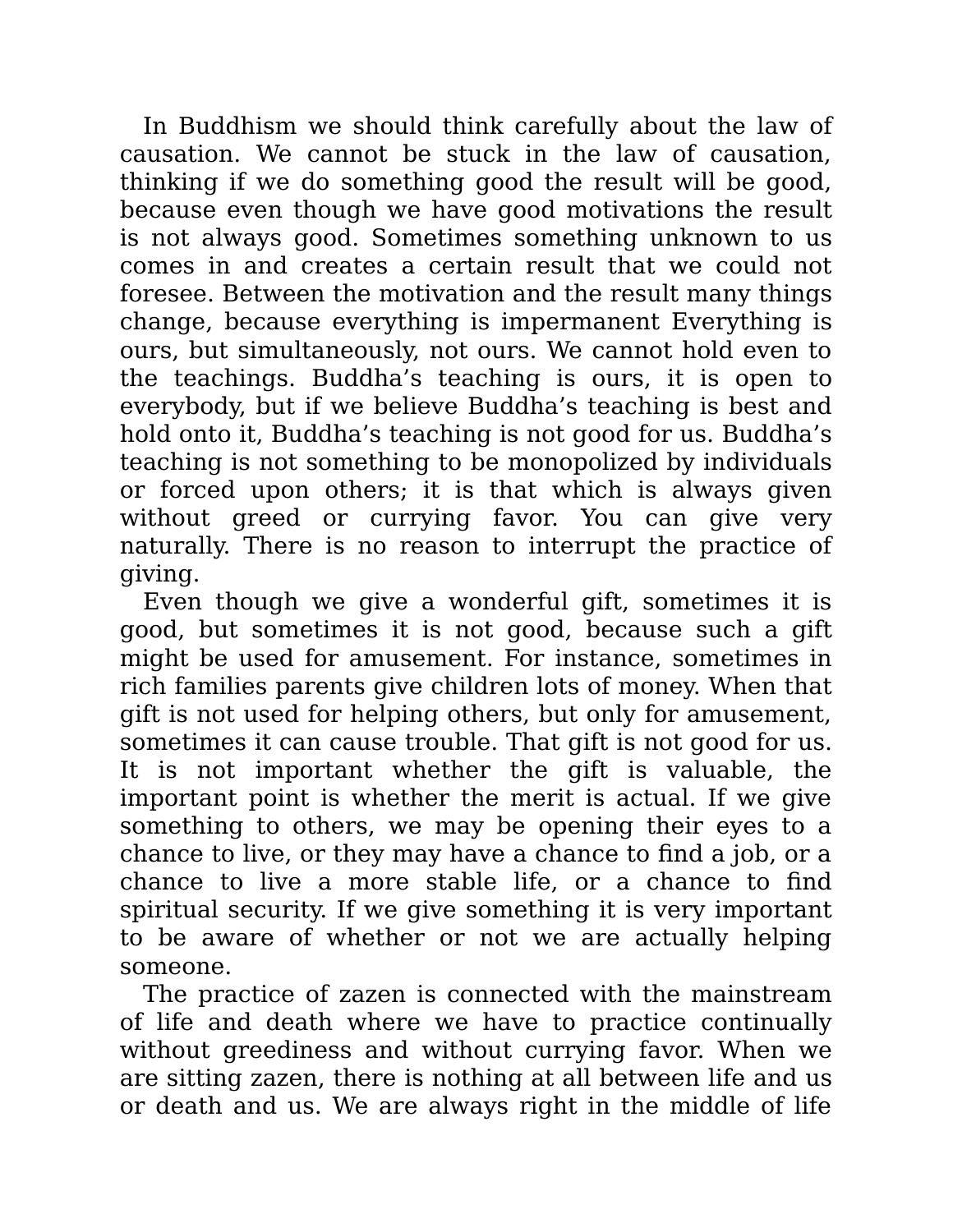In Buddhism we should think carefully about the law of causation. We cannot be stuck in the law of causation, thinking if we do something good the result will be good, because even though we have good motivations the result is not always good. Sometimes something unknown to us comes in and creates a certain result that we could not foresee. Between the motivation and the result many things change, because everything is impermanent Everything is ours, but simultaneously, not ours. We cannot hold even to the teachings. Buddha's teaching is ours, it is open to everybody, but if we believe Buddha's teaching is best and hold onto it, Buddha's teaching is not good for us. Buddha's teaching is not something to be monopolized by individuals or forced upon others; it is that which is always given without greed or currying favor. You can give very naturally. There is no reason to interrupt the practice of giving.

Even though we give a wonderful gift, sometimes it is good, but sometimes it is not good, because such a gift might be used for amusement. For instance, sometimes in rich families parents give children lots of money. When that gift is not used for helping others, but only for amusement, sometimes it can cause trouble. That gift is not good for us. It is not important whether the gift is valuable, the important point is whether the merit is actual. If we give something to others, we may be opening their eyes to a chance to live, or they may have a chance to find a job, or a chance to live a more stable life, or a chance to find spiritual security. If we give something it is very important to be aware of whether or not we are actually helping someone.

The practice of zazen is connected with the mainstream of life and death where we have to practice continually without greediness and without currying favor. When we are sitting zazen, there is nothing at all between life and us or death and us. We are always right in the middle of life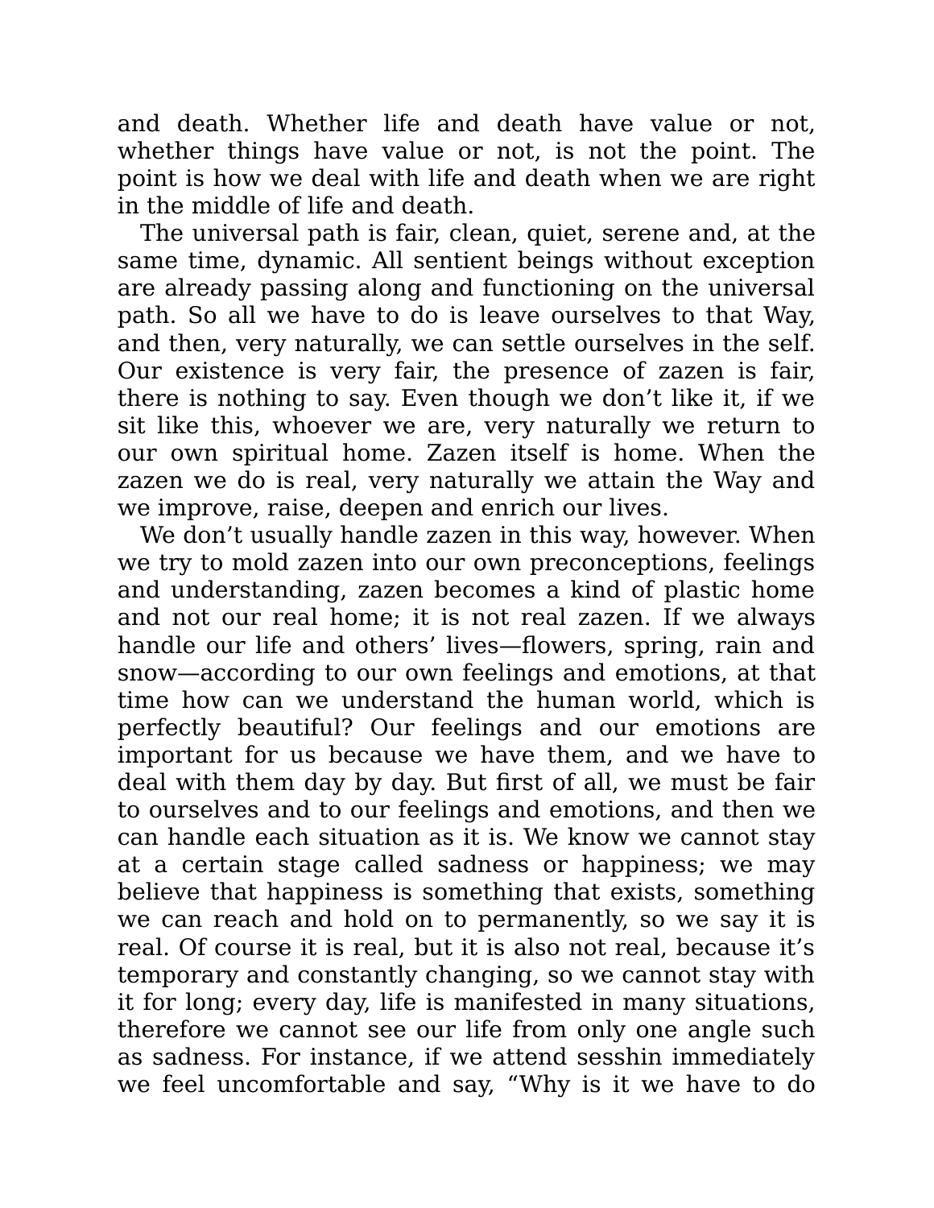and death. Whether life and death have value or not, whether things have value or not, is not the point. The point is how we deal with life and death when we are right in the middle of life and death.

The universal path is fair, clean, quiet, serene and, at the same time, dynamic. All sentient beings without exception are already passing along and functioning on the universal path. So all we have to do is leave ourselves to that Way, and then, very naturally, we can settle ourselves in the self. Our existence is very fair, the presence of zazen is fair, there is nothing to say. Even though we don't like it, if we sit like this, whoever we are, very naturally we return to our own spiritual home. Zazen itself is home. When the zazen we do is real, very naturally we attain the Way and we improve, raise, deepen and enrich our lives.

We don't usually handle zazen in this way, however. When we try to mold zazen into our own preconceptions, feelings and understanding, zazen becomes a kind of plastic home and not our real home; it is not real zazen. If we always handle our life and others' lives—flowers, spring, rain and snow—according to our own feelings and emotions, at that time how can we understand the human world, which is perfectly beautiful? Our feelings and our emotions are important for us because we have them, and we have to deal with them day by day. But first of all, we must be fair to ourselves and to our feelings and emotions, and then we can handle each situation as it is. We know we cannot stay at a certain stage called sadness or happiness; we may believe that happiness is something that exists, something we can reach and hold on to permanently, so we say it is real. Of course it is real, but it is also not real, because it's temporary and constantly changing, so we cannot stay with it for long; every day, life is manifested in many situations, therefore we cannot see our life from only one angle such as sadness. For instance, if we attend sesshin immediately we feel uncomfortable and say, "Why is it we have to do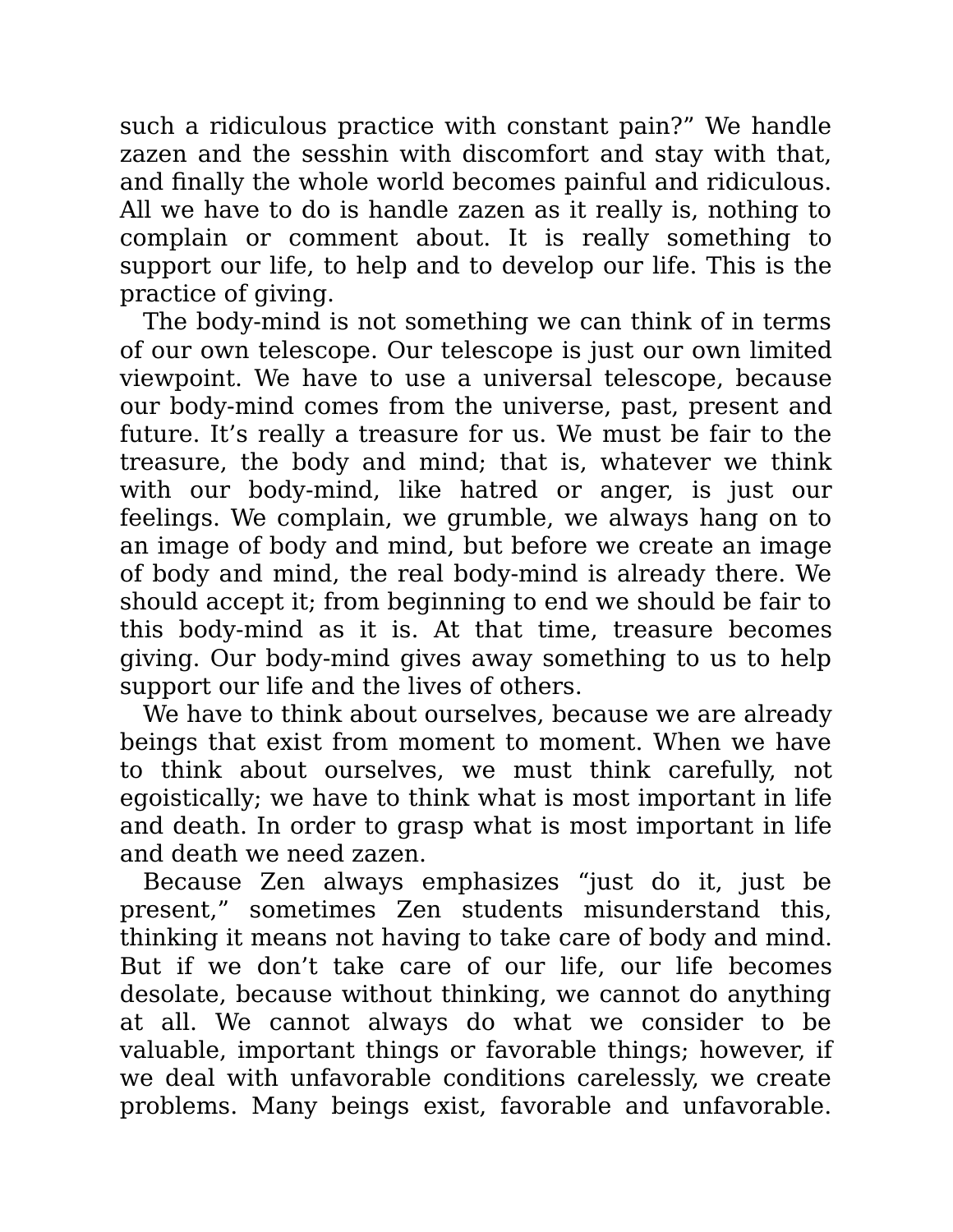such a ridiculous practice with constant pain?” We handle zazen and the sesshin with discomfort and stay with that, and finally the whole world becomes painful and ridiculous. All we have to do is handle zazen as it really is, nothing to complain or comment about. It is really something to support our life, to help and to develop our life. This is the practice of giving.

The body-mind is not something we can think of in terms of our own telescope. Our telescope is just our own limited viewpoint. We have to use a universal telescope, because our body-mind comes from the universe, past, present and future. It’s really a treasure for us. We must be fair to the treasure, the body and mind; that is, whatever we think with our body-mind, like hatred or anger, is just our feelings. We complain, we grumble, we always hang on to an image of body and mind, but before we create an image of body and mind, the real body-mind is already there. We should accept it; from beginning to end we should be fair to this body-mind as it is. At that time, treasure becomes giving. Our body-mind gives away something to us to help support our life and the lives of others.

We have to think about ourselves, because we are already beings that exist from moment to moment. When we have to think about ourselves, we must think carefully, not egoistically; we have to think what is most important in life and death. In order to grasp what is most important in life and death we need zazen.

Because Zen always emphasizes “just do it, just be present,” sometimes Zen students misunderstand this, thinking it means not having to take care of body and mind. But if we don’t take care of our life, our life becomes desolate, because without thinking, we cannot do anything at all. We cannot always do what we consider to be valuable, important things or favorable things; however, if we deal with unfavorable conditions carelessly, we create problems. Many beings exist, favorable and unfavorable.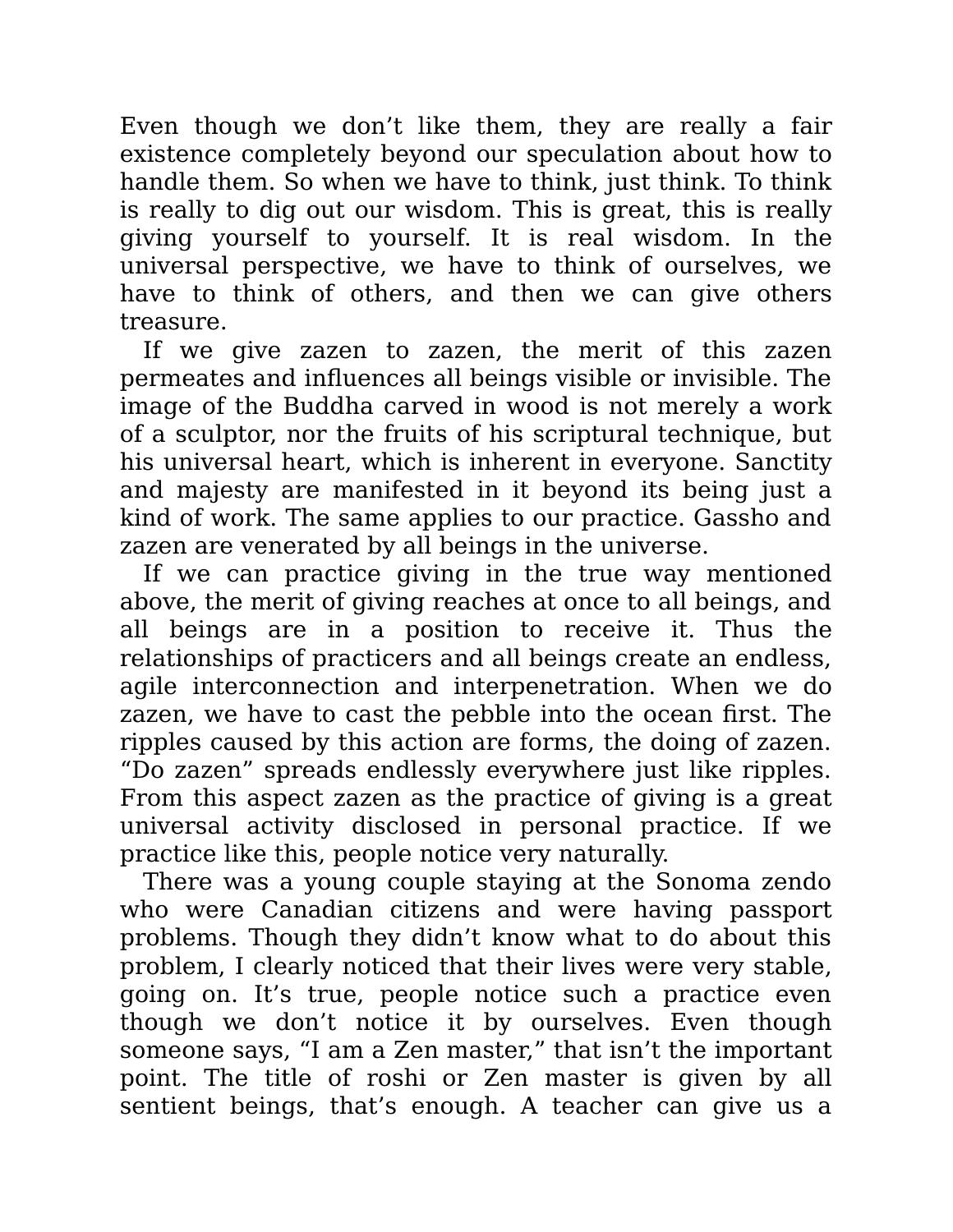Even though we don't like them, they are really a fair existence completely beyond our speculation about how to handle them. So when we have to think, just think. To think is really to dig out our wisdom. This is great, this is really giving yourself to yourself. It is real wisdom. In the universal perspective, we have to think of ourselves, we have to think of others, and then we can give others treasure.

If we give zazen to zazen, the merit of this zazen permeates and influences all beings visible or invisible. The image of the Buddha carved in wood is not merely a work of a sculptor, nor the fruits of his scriptural technique, but his universal heart, which is inherent in everyone. Sanctity and majesty are manifested in it beyond its being just a kind of work. The same applies to our practice. Gassho and zazen are venerated by all beings in the universe.

If we can practice giving in the true way mentioned above, the merit of giving reaches at once to all beings, and all beings are in a position to receive it. Thus the relationships of practicers and all beings create an endless, agile interconnection and interpenetration. When we do zazen, we have to cast the pebble into the ocean first. The ripples caused by this action are forms, the doing of zazen. "Do zazen" spreads endlessly everywhere just like ripples. From this aspect zazen as the practice of giving is a great universal activity disclosed in personal practice. If we practice like this, people notice very naturally.

There was a young couple staying at the Sonoma zendo who were Canadian citizens and were having passport problems. Though they didn't know what to do about this problem, I clearly noticed that their lives were very stable, going on. It's true, people notice such a practice even though we don't notice it by ourselves. Even though someone says, "I am a Zen master," that isn't the important point. The title of roshi or Zen master is given by all sentient beings, that's enough. A teacher can give us a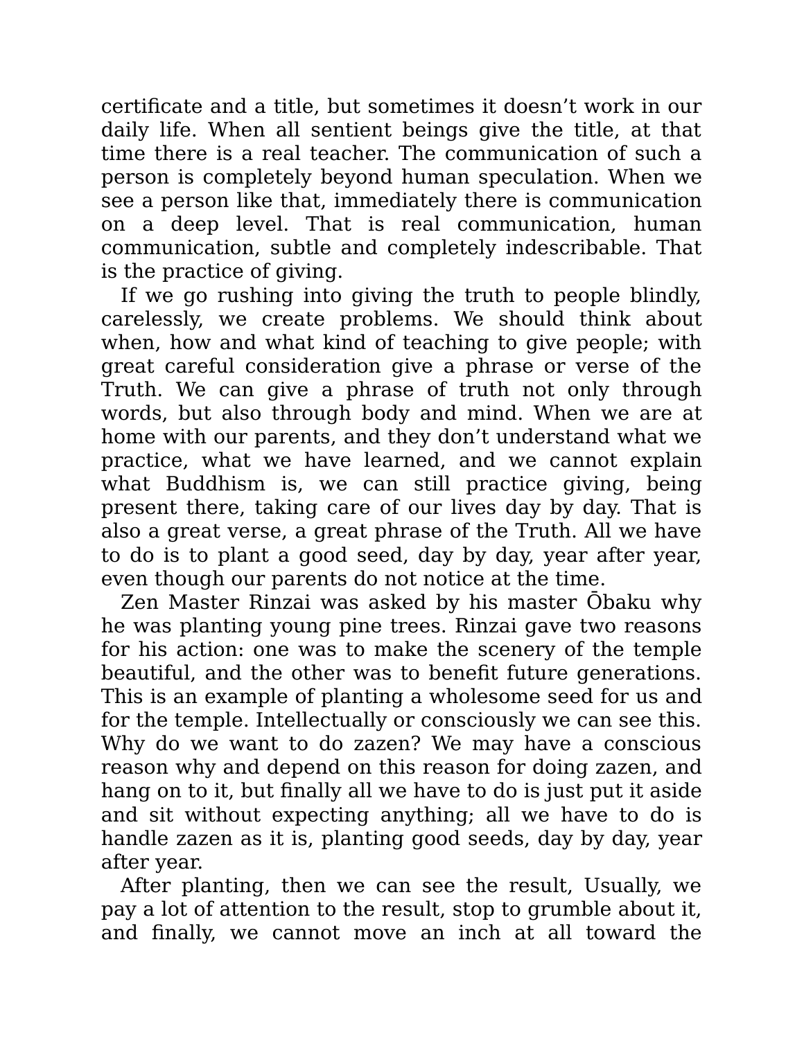certificate and a title, but sometimes it doesn't work in our daily life. When all sentient beings give the title, at that time there is a real teacher. The communication of such a person is completely beyond human speculation. When we see a person like that, immediately there is communication on a deep level. That is real communication, human communication, subtle and completely indescribable. That is the practice of giving.

If we go rushing into giving the truth to people blindly, carelessly, we create problems. We should think about when, how and what kind of teaching to give people; with great careful consideration give a phrase or verse of the Truth. We can give a phrase of truth not only through words, but also through body and mind. When we are at home with our parents, and they don't understand what we practice, what we have learned, and we cannot explain what Buddhism is, we can still practice giving, being present there, taking care of our lives day by day. That is also a great verse, a great phrase of the Truth. All we have to do is to plant a good seed, day by day, year after year, even though our parents do not notice at the time.

Zen Master Rinzai was asked by his master Ōbaku why he was planting young pine trees. Rinzai gave two reasons for his action: one was to make the scenery of the temple beautiful, and the other was to benefit future generations. This is an example of planting a wholesome seed for us and for the temple. Intellectually or consciously we can see this. Why do we want to do zazen? We may have a conscious reason why and depend on this reason for doing zazen, and hang on to it, but finally all we have to do is just put it aside and sit without expecting anything; all we have to do is handle zazen as it is, planting good seeds, day by day, year after year.

After planting, then we can see the result, Usually, we pay a lot of attention to the result, stop to grumble about it, and finally, we cannot move an inch at all toward the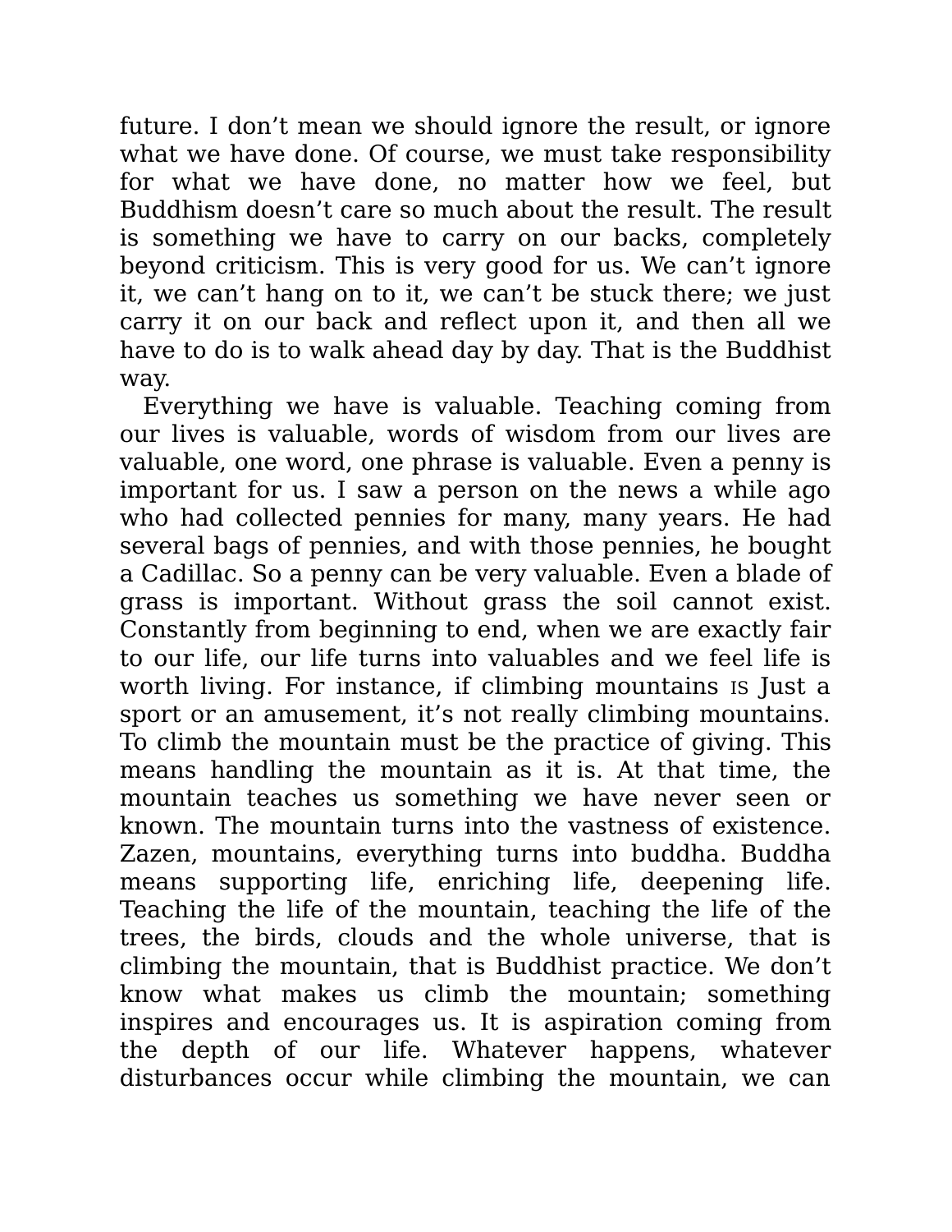future. I don't mean we should ignore the result, or ignore what we have done. Of course, we must take responsibility for what we have done, no matter how we feel, but Buddhism doesn't care so much about the result. The result is something we have to carry on our backs, completely beyond criticism. This is very good for us. We can't ignore it, we can't hang on to it, we can't be stuck there; we just carry it on our back and reflect upon it, and then all we have to do is to walk ahead day by day. That is the Buddhist way.

Everything we have is valuable. Teaching coming from our lives is valuable, words of wisdom from our lives are valuable, one word, one phrase is valuable. Even a penny is important for us. I saw a person on the news a while ago who had collected pennies for many, many years. He had several bags of pennies, and with those pennies, he bought a Cadillac. So a penny can be very valuable. Even a blade of grass is important. Without grass the soil cannot exist. Constantly from beginning to end, when we are exactly fair to our life, our life turns into valuables and we feel life is worth living. For instance, if climbing mountains IS Just a sport or an amusement, it's not really climbing mountains. To climb the mountain must be the practice of giving. This means handling the mountain as it is. At that time, the mountain teaches us something we have never seen or known. The mountain turns into the vastness of existence. Zazen, mountains, everything turns into buddha. Buddha means supporting life, enriching life, deepening life. Teaching the life of the mountain, teaching the life of the trees, the birds, clouds and the whole universe, that is climbing the mountain, that is Buddhist practice. We don't know what makes us climb the mountain; something inspires and encourages us. It is aspiration coming from the depth of our life. Whatever happens, whatever disturbances occur while climbing the mountain, we can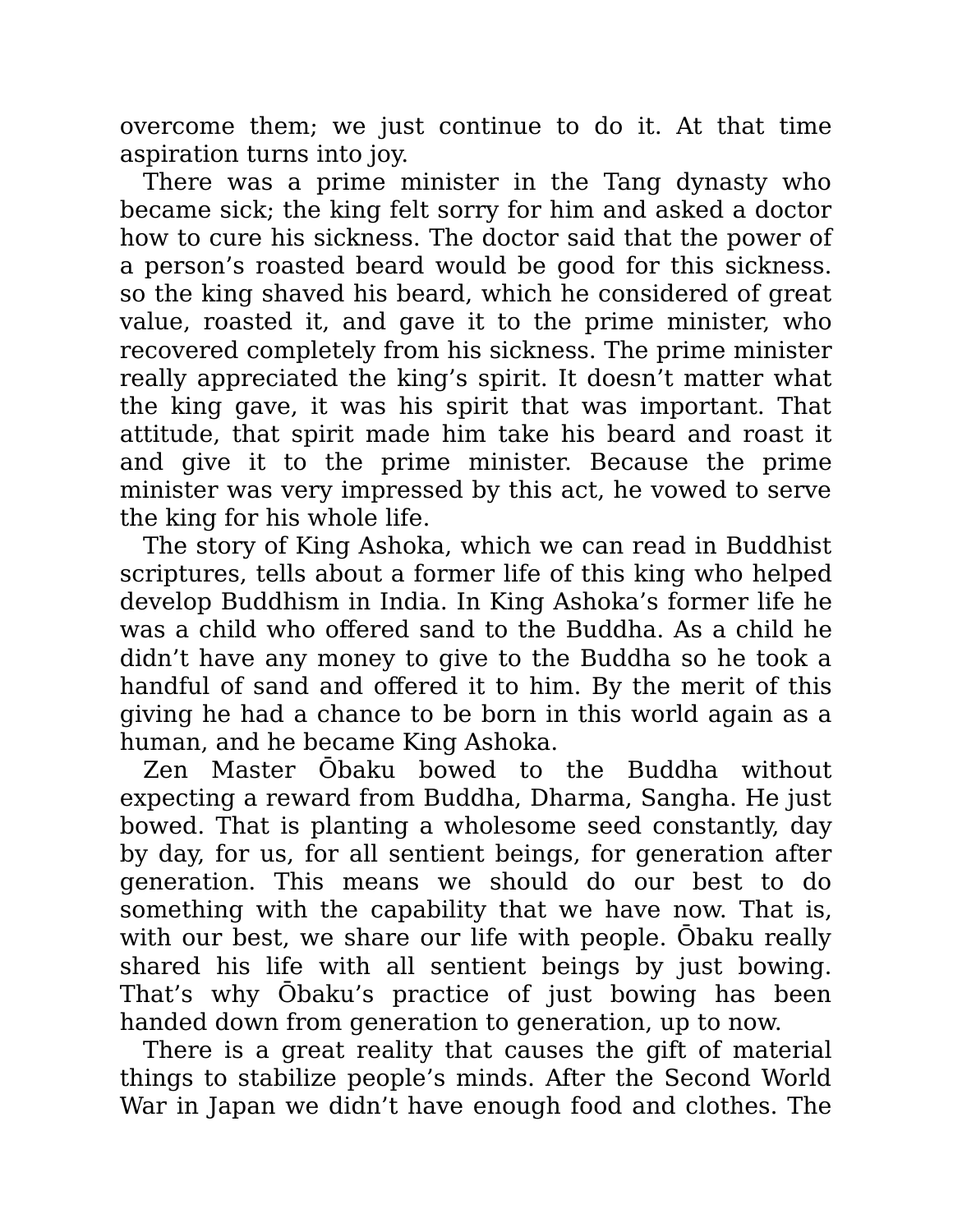overcome them; we just continue to do it. At that time aspiration turns into joy.

There was a prime minister in the Tang dynasty who became sick; the king felt sorry for him and asked a doctor how to cure his sickness. The doctor said that the power of a person's roasted beard would be good for this sickness. so the king shaved his beard, which he considered of great value, roasted it, and gave it to the prime minister, who recovered completely from his sickness. The prime minister really appreciated the king's spirit. It doesn't matter what the king gave, it was his spirit that was important. That attitude, that spirit made him take his beard and roast it and give it to the prime minister. Because the prime minister was very impressed by this act, he vowed to serve the king for his whole life.

The story of King Ashoka, which we can read in Buddhist scriptures, tells about a former life of this king who helped develop Buddhism in India. In King Ashoka's former life he was a child who offered sand to the Buddha. As a child he didn't have any money to give to the Buddha so he took a handful of sand and offered it to him. By the merit of this giving he had a chance to be born in this world again as a human, and he became King Ashoka.

Zen Master Ōbaku bowed to the Buddha without expecting a reward from Buddha, Dharma, Sangha. He just bowed. That is planting a wholesome seed constantly, day by day, for us, for all sentient beings, for generation after generation. This means we should do our best to do something with the capability that we have now. That is, with our best, we share our life with people. Ōbaku really shared his life with all sentient beings by just bowing. That's why Ōbaku's practice of just bowing has been handed down from generation to generation, up to now.

There is a great reality that causes the gift of material things to stabilize people's minds. After the Second World War in Japan we didn't have enough food and clothes. The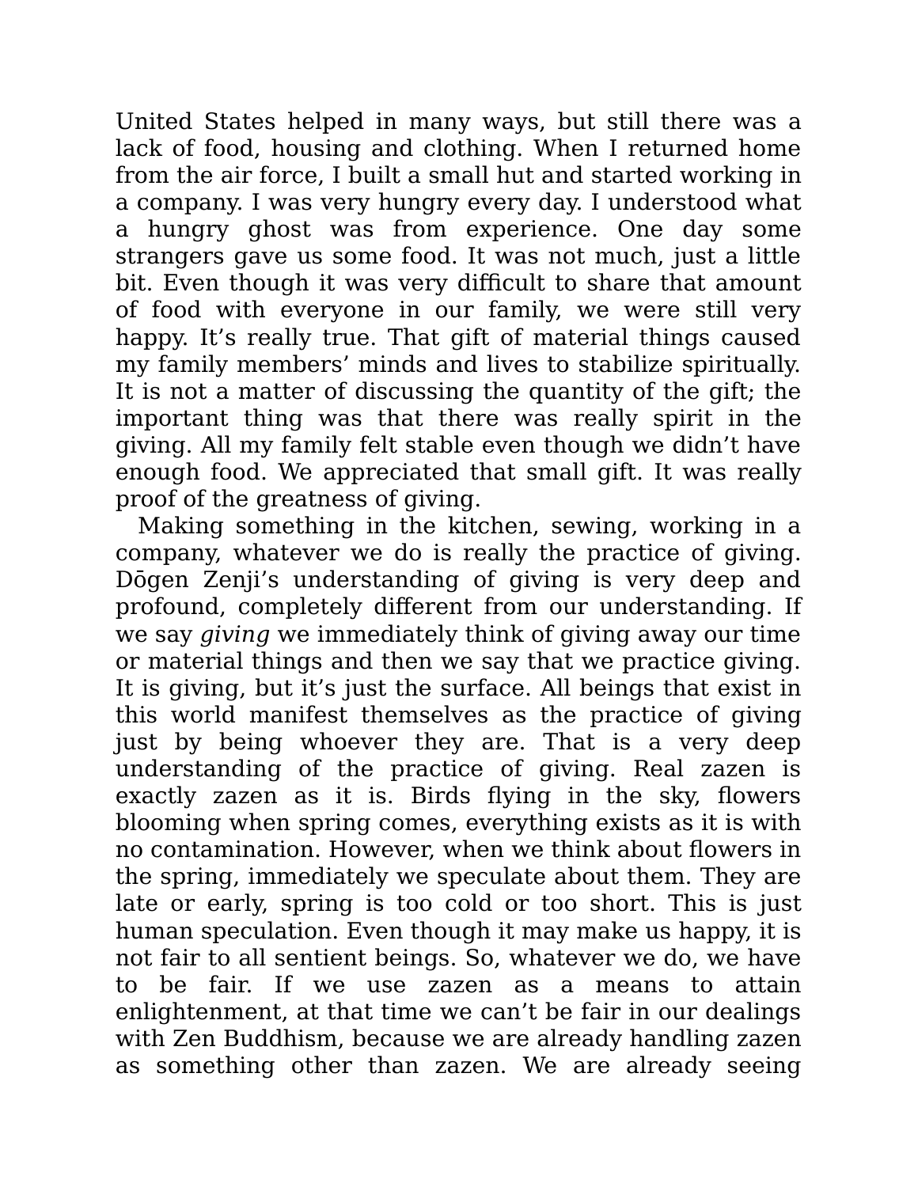United States helped in many ways, but still there was a lack of food, housing and clothing. When I returned home from the air force, I built a small hut and started working in a company. I was very hungry every day. I understood what a hungry ghost was from experience. One day some strangers gave us some food. It was not much, just a little bit. Even though it was very difficult to share that amount of food with everyone in our family, we were still very happy. It's really true. That gift of material things caused my family members' minds and lives to stabilize spiritually. It is not a matter of discussing the quantity of the gift; the important thing was that there was really spirit in the giving. All my family felt stable even though we didn't have enough food. We appreciated that small gift. It was really proof of the greatness of giving.

Making something in the kitchen, sewing, working in a company, whatever we do is really the practice of giving. Dōgen Zenji's understanding of giving is very deep and profound, completely different from our understanding. If we say *giving* we immediately think of giving away our time or material things and then we say that we practice giving. It is giving, but it's just the surface. All beings that exist in this world manifest themselves as the practice of giving just by being whoever they are. That is a very deep understanding of the practice of giving. Real zazen is exactly zazen as it is. Birds flying in the sky, flowers blooming when spring comes, everything exists as it is with no contamination. However, when we think about flowers in the spring, immediately we speculate about them. They are late or early, spring is too cold or too short. This is just human speculation. Even though it may make us happy, it is not fair to all sentient beings. So, whatever we do, we have to be fair. If we use zazen as a means to attain enlightenment, at that time we can't be fair in our dealings with Zen Buddhism, because we are already handling zazen as something other than zazen. We are already seeing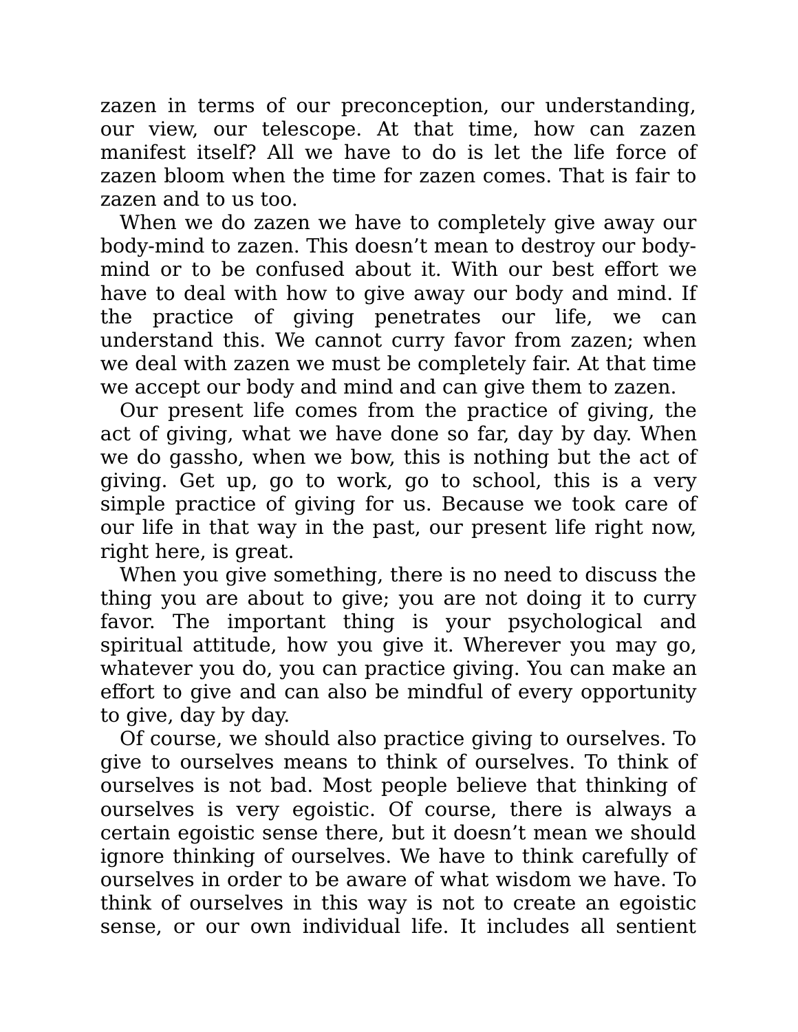zazen in terms of our preconception, our understanding, our view, our telescope. At that time, how can zazen manifest itself? All we have to do is let the life force of zazen bloom when the time for zazen comes. That is fair to zazen and to us too.

When we do zazen we have to completely give away our body-mind to zazen. This doesn't mean to destroy our body-mind or to be confused about it. With our best effort we have to deal with how to give away our body and mind. If the practice of giving penetrates our life, we can understand this. We cannot curry favor from zazen; when we deal with zazen we must be completely fair. At that time we accept our body and mind and can give them to zazen.

Our present life comes from the practice of giving, the act of giving, what we have done so far, day by day. When we do gassho, when we bow, this is nothing but the act of giving. Get up, go to work, go to school, this is a very simple practice of giving for us. Because we took care of our life in that way in the past, our present life right now, right here, is great.

When you give something, there is no need to discuss the thing you are about to give; you are not doing it to curry favor. The important thing is your psychological and spiritual attitude, how you give it. Wherever you may go, whatever you do, you can practice giving. You can make an effort to give and can also be mindful of every opportunity to give, day by day.

Of course, we should also practice giving to ourselves. To give to ourselves means to think of ourselves. To think of ourselves is not bad. Most people believe that thinking of ourselves is very egoistic. Of course, there is always a certain egoistic sense there, but it doesn't mean we should ignore thinking of ourselves. We have to think carefully of ourselves in order to be aware of what wisdom we have. To think of ourselves in this way is not to create an egoistic sense, or our own individual life. It includes all sentient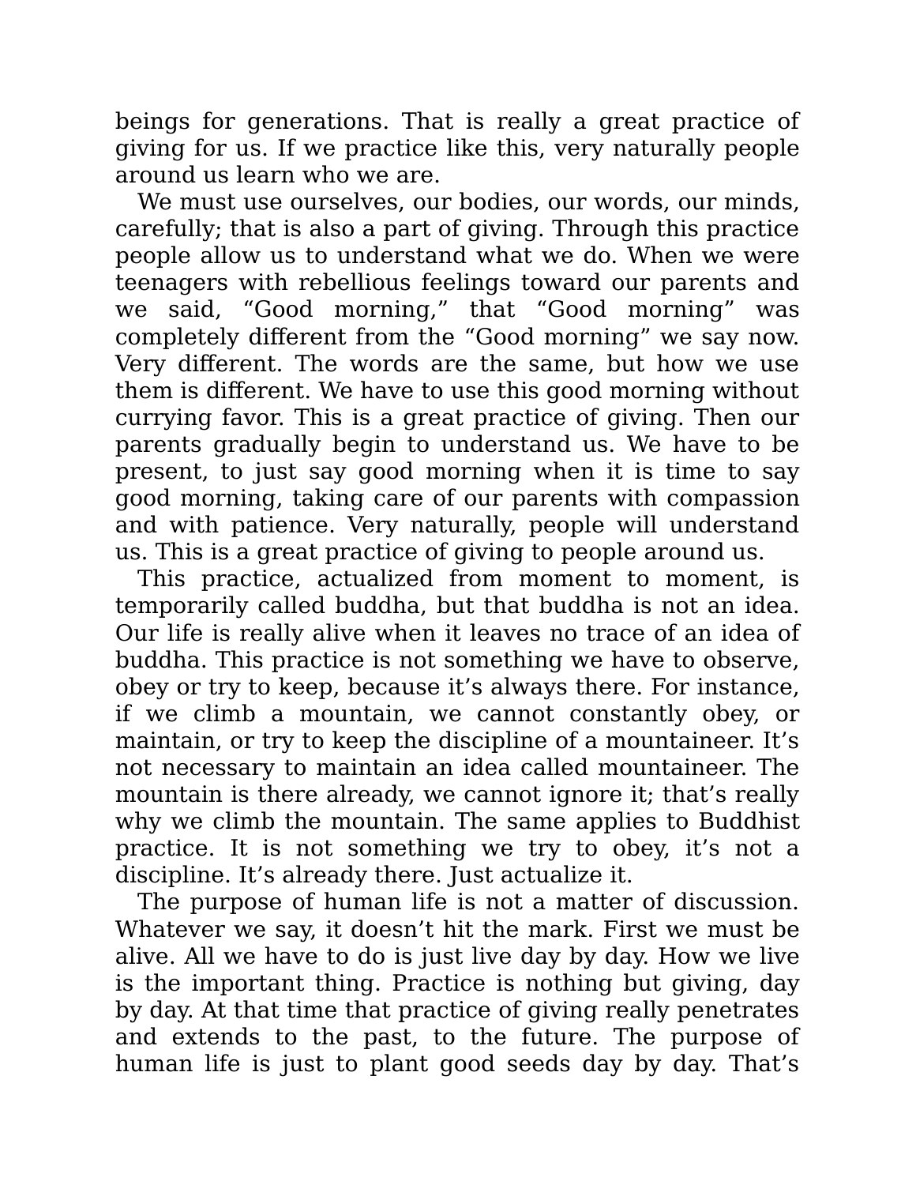beings for generations. That is really a great practice of giving for us. If we practice like this, very naturally people around us learn who we are.

We must use ourselves, our bodies, our words, our minds, carefully; that is also a part of giving. Through this practice people allow us to understand what we do. When we were teenagers with rebellious feelings toward our parents and we said, “Good morning,” that “Good morning” was completely different from the “Good morning” we say now. Very different. The words are the same, but how we use them is different. We have to use this good morning without currying favor. This is a great practice of giving. Then our parents gradually begin to understand us. We have to be present, to just say good morning when it is time to say good morning, taking care of our parents with compassion and with patience. Very naturally, people will understand us. This is a great practice of giving to people around us.

This practice, actualized from moment to moment, is temporarily called buddha, but that buddha is not an idea. Our life is really alive when it leaves no trace of an idea of buddha. This practice is not something we have to observe, obey or try to keep, because it’s always there. For instance, if we climb a mountain, we cannot constantly obey, or maintain, or try to keep the discipline of a mountaineer. It’s not necessary to maintain an idea called mountaineer. The mountain is there already, we cannot ignore it; that’s really why we climb the mountain. The same applies to Buddhist practice. It is not something we try to obey, it’s not a discipline. It’s already there. Just actualize it.

The purpose of human life is not a matter of discussion. Whatever we say, it doesn’t hit the mark. First we must be alive. All we have to do is just live day by day. How we live is the important thing. Practice is nothing but giving, day by day. At that time that practice of giving really penetrates and extends to the past, to the future. The purpose of human life is just to plant good seeds day by day. That’s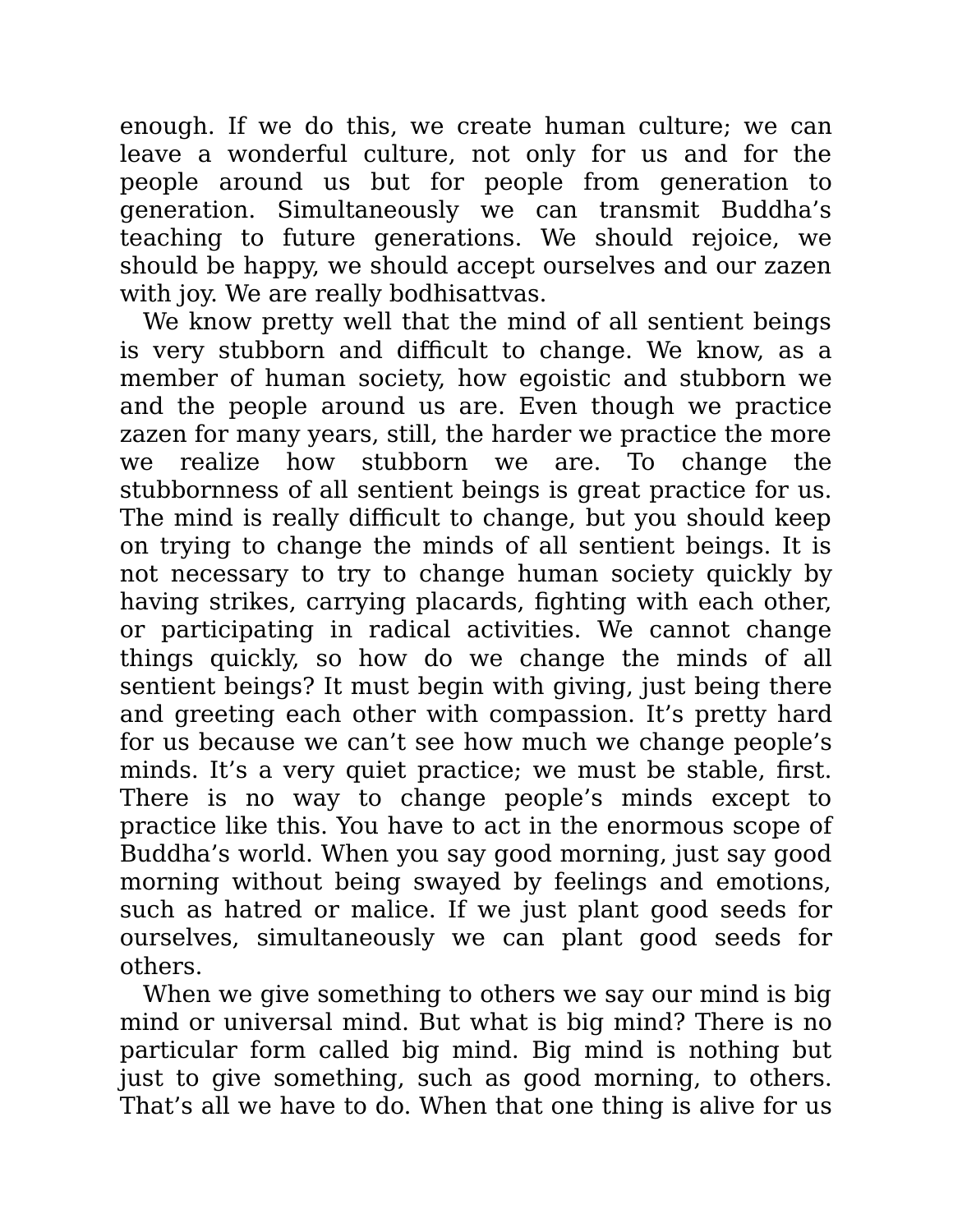enough. If we do this, we create human culture; we can leave a wonderful culture, not only for us and for the people around us but for people from generation to generation. Simultaneously we can transmit Buddha's teaching to future generations. We should rejoice, we should be happy, we should accept ourselves and our zazen with joy. We are really bodhisattvas.

We know pretty well that the mind of all sentient beings is very stubborn and difficult to change. We know, as a member of human society, how egoistic and stubborn we and the people around us are. Even though we practice zazen for many years, still, the harder we practice the more we realize how stubborn we are. To change the stubbornness of all sentient beings is great practice for us. The mind is really difficult to change, but you should keep on trying to change the minds of all sentient beings. It is not necessary to try to change human society quickly by having strikes, carrying placards, fighting with each other, or participating in radical activities. We cannot change things quickly, so how do we change the minds of all sentient beings? It must begin with giving, just being there and greeting each other with compassion. It's pretty hard for us because we can't see how much we change people's minds. It's a very quiet practice; we must be stable, first. There is no way to change people's minds except to practice like this. You have to act in the enormous scope of Buddha's world. When you say good morning, just say good morning without being swayed by feelings and emotions, such as hatred or malice. If we just plant good seeds for ourselves, simultaneously we can plant good seeds for others.

When we give something to others we say our mind is big mind or universal mind. But what is big mind? There is no particular form called big mind. Big mind is nothing but just to give something, such as good morning, to others. That's all we have to do. When that one thing is alive for us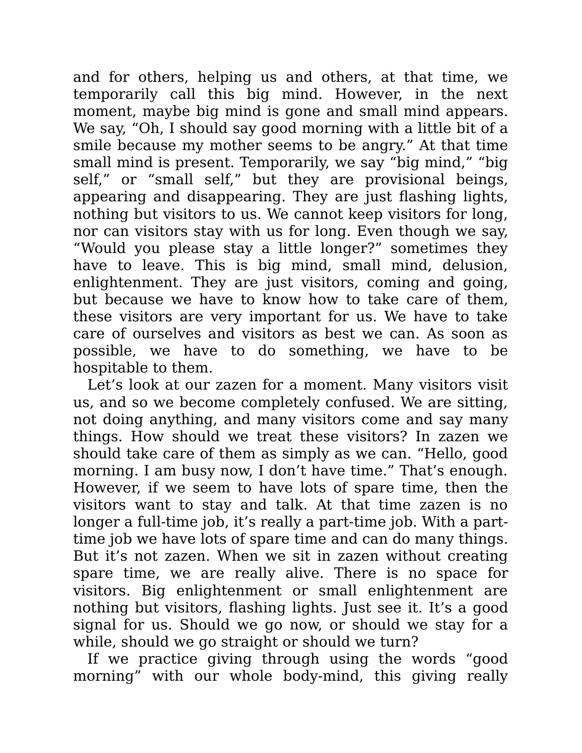and for others, helping us and others, at that time, we temporarily call this big mind. However, in the next moment, maybe big mind is gone and small mind appears. We say, “Oh, I should say good morning with a little bit of a smile because my mother seems to be angry.” At that time small mind is present. Temporarily, we say “big mind,” “big self,” or “small self,” but they are provisional beings, appearing and disappearing. They are just flashing lights, nothing but visitors to us. We cannot keep visitors for long, nor can visitors stay with us for long. Even though we say, “Would you please stay a little longer?” sometimes they have to leave. This is big mind, small mind, delusion, enlightenment. They are just visitors, coming and going, but because we have to know how to take care of them, these visitors are very important for us. We have to take care of ourselves and visitors as best we can. As soon as possible, we have to do something, we have to be hospitable to them.

Let’s look at our zazen for a moment. Many visitors visit us, and so we become completely confused. We are sitting, not doing anything, and many visitors come and say many things. How should we treat these visitors? In zazen we should take care of them as simply as we can. “Hello, good morning. I am busy now, I don’t have time.” That’s enough. However, if we seem to have lots of spare time, then the visitors want to stay and talk. At that time zazen is no longer a full-time job, it’s really a part-time job. With a part-time job we have lots of spare time and can do many things. But it’s not zazen. When we sit in zazen without creating spare time, we are really alive. There is no space for visitors. Big enlightenment or small enlightenment are nothing but visitors, flashing lights. Just see it. It’s a good signal for us. Should we go now, or should we stay for a while, should we go straight or should we turn?

If we practice giving through using the words “good morning” with our whole body-mind, this giving really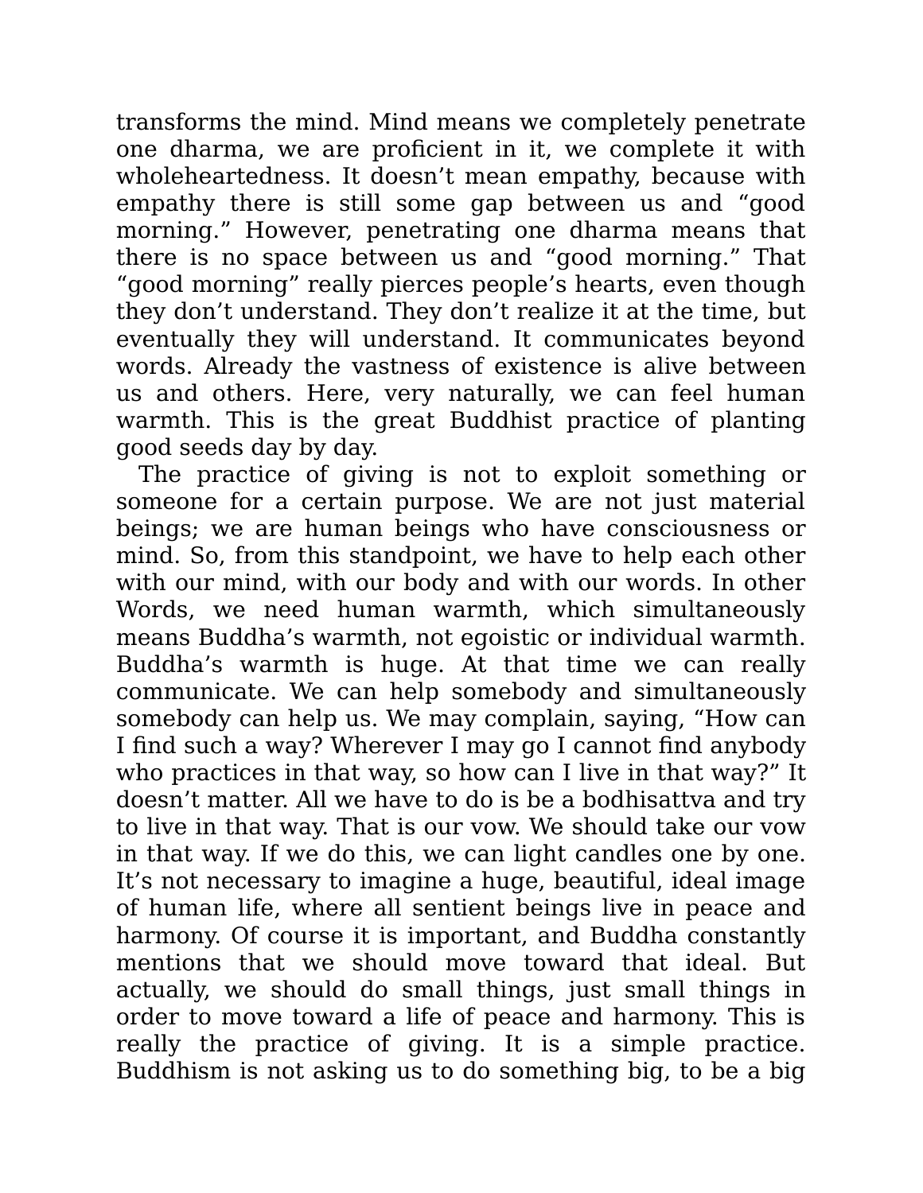transforms the mind. Mind means we completely penetrate one dharma, we are proficient in it, we complete it with wholeheartedness. It doesn't mean empathy, because with empathy there is still some gap between us and "good morning." However, penetrating one dharma means that there is no space between us and "good morning." That "good morning" really pierces people's hearts, even though they don't understand. They don't realize it at the time, but eventually they will understand. It communicates beyond words. Already the vastness of existence is alive between us and others. Here, very naturally, we can feel human warmth. This is the great Buddhist practice of planting good seeds day by day.

The practice of giving is not to exploit something or someone for a certain purpose. We are not just material beings; we are human beings who have consciousness or mind. So, from this standpoint, we have to help each other with our mind, with our body and with our words. In other Words, we need human warmth, which simultaneously means Buddha's warmth, not egoistic or individual warmth. Buddha's warmth is huge. At that time we can really communicate. We can help somebody and simultaneously somebody can help us. We may complain, saying, "How can I find such a way? Wherever I may go I cannot find anybody who practices in that way, so how can I live in that way?" It doesn't matter. All we have to do is be a bodhisattva and try to live in that way. That is our vow. We should take our vow in that way. If we do this, we can light candles one by one. It's not necessary to imagine a huge, beautiful, ideal image of human life, where all sentient beings live in peace and harmony. Of course it is important, and Buddha constantly mentions that we should move toward that ideal. But actually, we should do small things, just small things in order to move toward a life of peace and harmony. This is really the practice of giving. It is a simple practice. Buddhism is not asking us to do something big, to be a big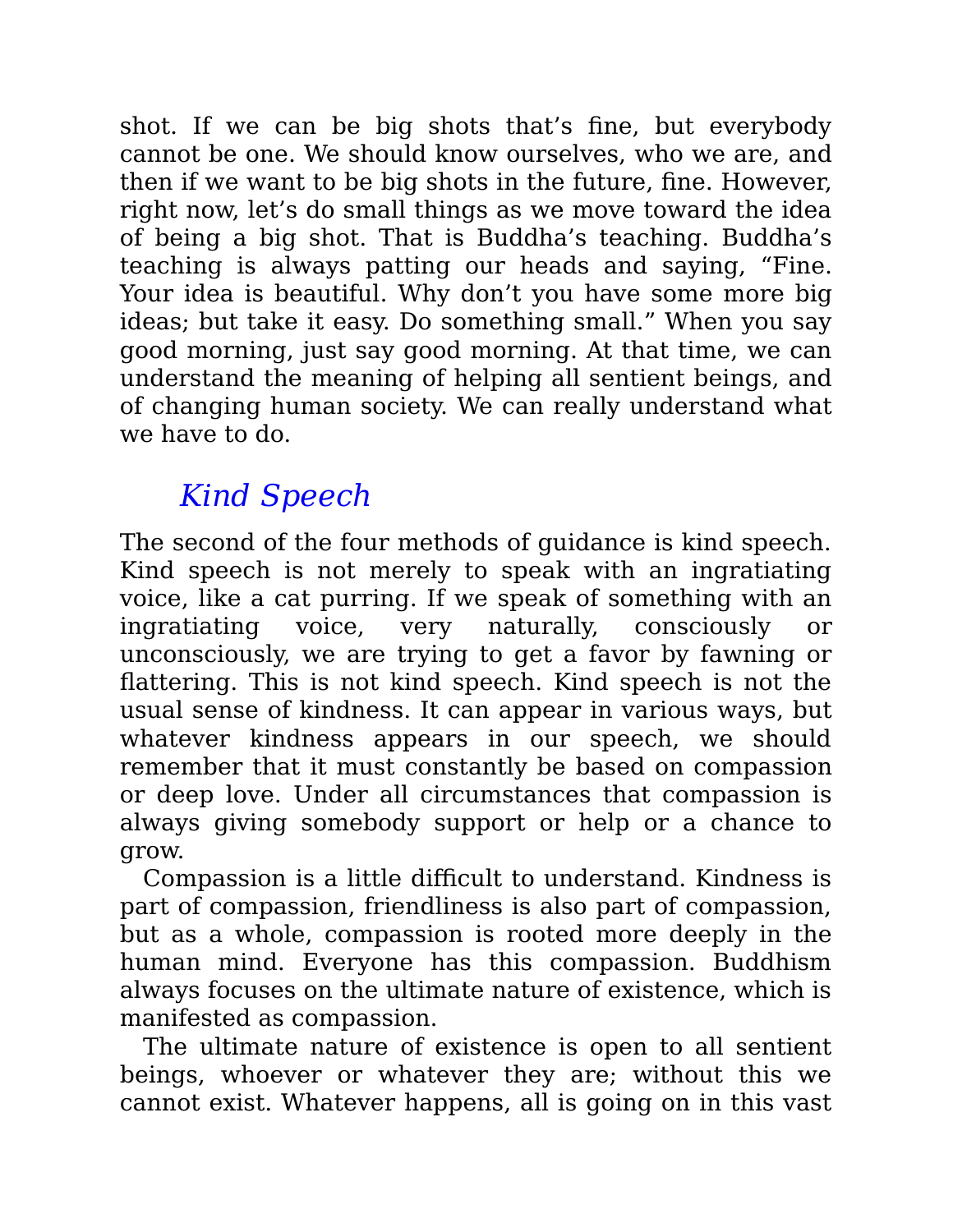shot. If we can be big shots that's fine, but everybody cannot be one. We should know ourselves, who we are, and then if we want to be big shots in the future, fine. However, right now, let's do small things as we move toward the idea of being a big shot. That is Buddha's teaching. Buddha's teaching is always patting our heads and saying, "Fine. Your idea is beautiful. Why don't you have some more big ideas; but take it easy. Do something small." When you say good morning, just say good morning. At that time, we can understand the meaning of helping all sentient beings, and of changing human society. We can really understand what we have to do.

## *Kind Speech*

The second of the four methods of guidance is kind speech. Kind speech is not merely to speak with an ingratiating voice, like a cat purring. If we speak of something with an ingratiating voice, very naturally, consciously or unconsciously, we are trying to get a favor by fawning or flattering. This is not kind speech. Kind speech is not the usual sense of kindness. It can appear in various ways, but whatever kindness appears in our speech, we should remember that it must constantly be based on compassion or deep love. Under all circumstances that compassion is always giving somebody support or help or a chance to grow.

Compassion is a little difficult to understand. Kindness is part of compassion, friendliness is also part of compassion, but as a whole, compassion is rooted more deeply in the human mind. Everyone has this compassion. Buddhism always focuses on the ultimate nature of existence, which is manifested as compassion.

The ultimate nature of existence is open to all sentient beings, whoever or whatever they are; without this we cannot exist. Whatever happens, all is going on in this vast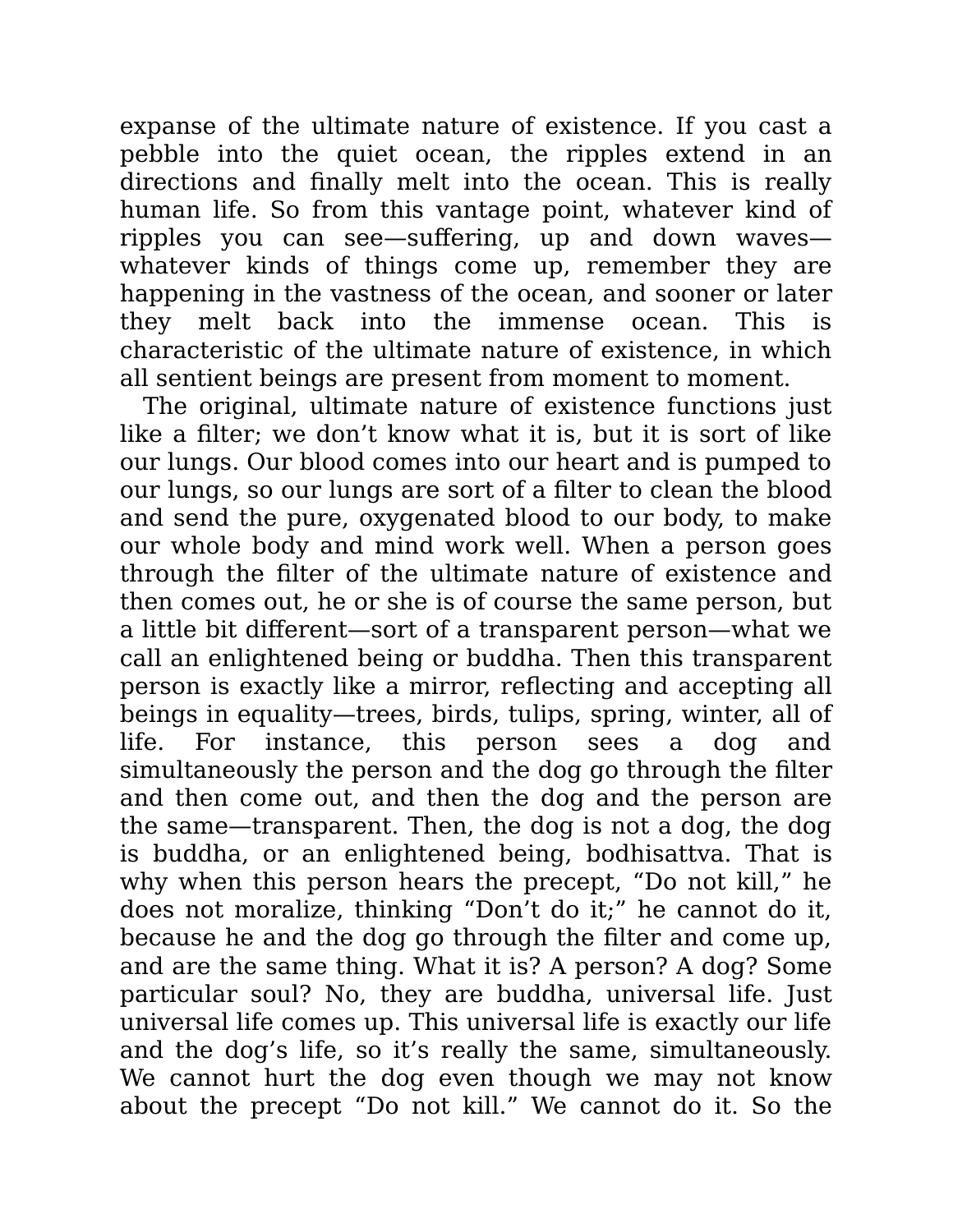expanse of the ultimate nature of existence. If you cast a pebble into the quiet ocean, the ripples extend in an directions and finally melt into the ocean. This is really human life. So from this vantage point, whatever kind of ripples you can see—suffering, up and down waves—whatever kinds of things come up, remember they are happening in the vastness of the ocean, and sooner or later they melt back into the immense ocean. This is characteristic of the ultimate nature of existence, in which all sentient beings are present from moment to moment.

The original, ultimate nature of existence functions just like a filter; we don't know what it is, but it is sort of like our lungs. Our blood comes into our heart and is pumped to our lungs, so our lungs are sort of a filter to clean the blood and send the pure, oxygenated blood to our body, to make our whole body and mind work well. When a person goes through the filter of the ultimate nature of existence and then comes out, he or she is of course the same person, but a little bit different—sort of a transparent person—what we call an enlightened being or buddha. Then this transparent person is exactly like a mirror, reflecting and accepting all beings in equality—trees, birds, tulips, spring, winter, all of life. For instance, this person sees a dog and simultaneously the person and the dog go through the filter and then come out, and then the dog and the person are the same—transparent. Then, the dog is not a dog, the dog is buddha, or an enlightened being, bodhisattva. That is why when this person hears the precept, "Do not kill," he does not moralize, thinking "Don't do it;" he cannot do it, because he and the dog go through the filter and come up, and are the same thing. What it is? A person? A dog? Some particular soul? No, they are buddha, universal life. Just universal life comes up. This universal life is exactly our life and the dog's life, so it's really the same, simultaneously. We cannot hurt the dog even though we may not know about the precept "Do not kill." We cannot do it. So the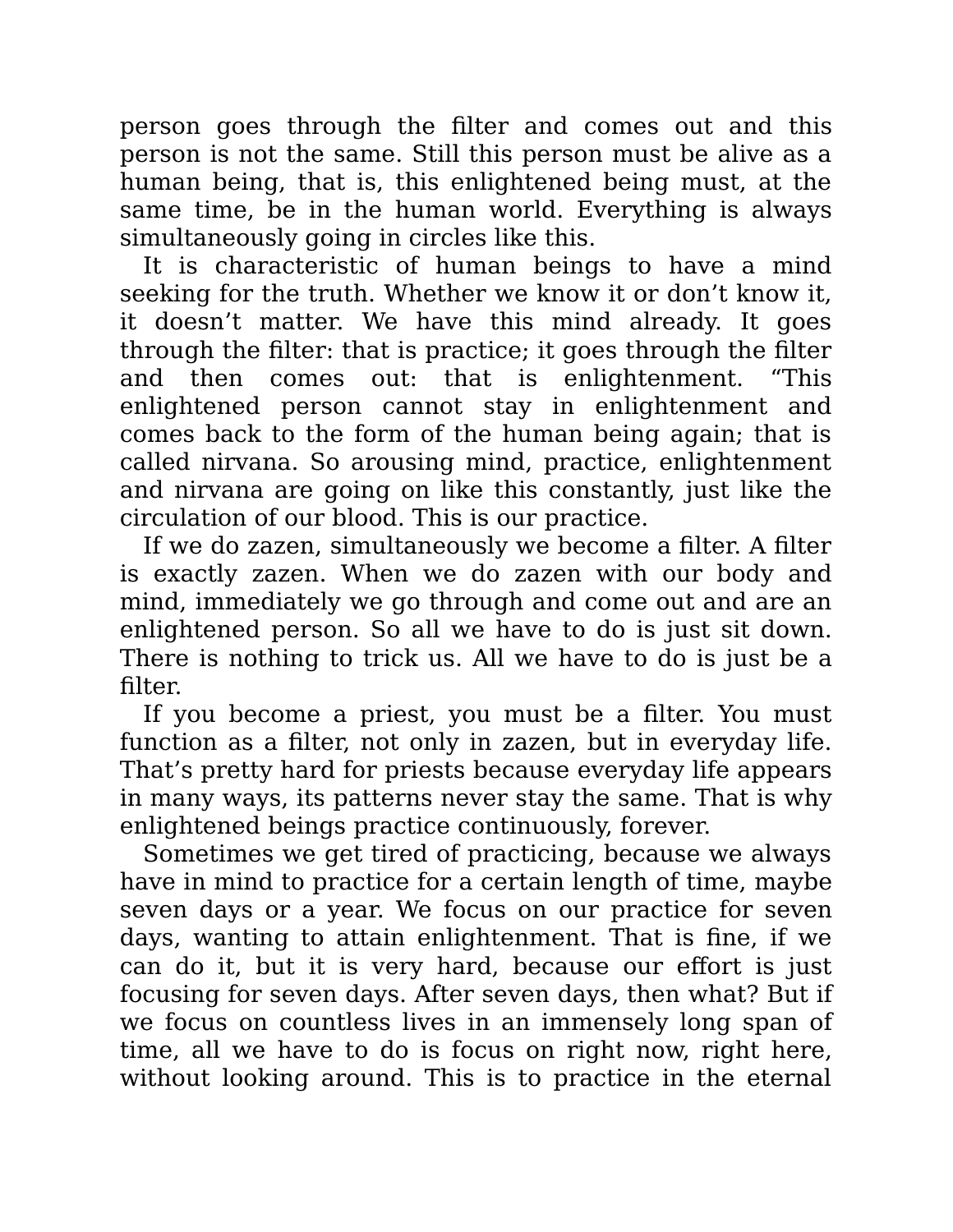person goes through the filter and comes out and this person is not the same. Still this person must be alive as a human being, that is, this enlightened being must, at the same time, be in the human world. Everything is always simultaneously going in circles like this.

It is characteristic of human beings to have a mind seeking for the truth. Whether we know it or don't know it, it doesn't matter. We have this mind already. It goes through the filter: that is practice; it goes through the filter and then comes out: that is enlightenment. "This enlightened person cannot stay in enlightenment and comes back to the form of the human being again; that is called nirvana. So arousing mind, practice, enlightenment and nirvana are going on like this constantly, just like the circulation of our blood. This is our practice.

If we do zazen, simultaneously we become a filter. A filter is exactly zazen. When we do zazen with our body and mind, immediately we go through and come out and are an enlightened person. So all we have to do is just sit down. There is nothing to trick us. All we have to do is just be a filter.

If you become a priest, you must be a filter. You must function as a filter, not only in zazen, but in everyday life. That's pretty hard for priests because everyday life appears in many ways, its patterns never stay the same. That is why enlightened beings practice continuously, forever.

Sometimes we get tired of practicing, because we always have in mind to practice for a certain length of time, maybe seven days or a year. We focus on our practice for seven days, wanting to attain enlightenment. That is fine, if we can do it, but it is very hard, because our effort is just focusing for seven days. After seven days, then what? But if we focus on countless lives in an immensely long span of time, all we have to do is focus on right now, right here, without looking around. This is to practice in the eternal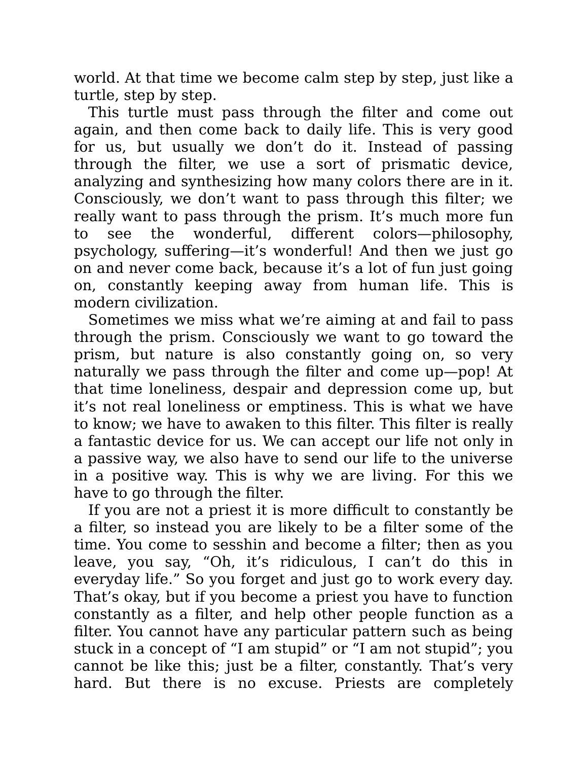world. At that time we become calm step by step, just like a turtle, step by step.

This turtle must pass through the filter and come out again, and then come back to daily life. This is very good for us, but usually we don't do it. Instead of passing through the filter, we use a sort of prismatic device, analyzing and synthesizing how many colors there are in it. Consciously, we don't want to pass through this filter; we really want to pass through the prism. It's much more fun to see the wonderful, different colors—philosophy, psychology, suffering—it's wonderful! And then we just go on and never come back, because it's a lot of fun just going on, constantly keeping away from human life. This is modern civilization.

Sometimes we miss what we're aiming at and fail to pass through the prism. Consciously we want to go toward the prism, but nature is also constantly going on, so very naturally we pass through the filter and come up—pop! At that time loneliness, despair and depression come up, but it's not real loneliness or emptiness. This is what we have to know; we have to awaken to this filter. This filter is really a fantastic device for us. We can accept our life not only in a passive way, we also have to send our life to the universe in a positive way. This is why we are living. For this we have to go through the filter.

If you are not a priest it is more difficult to constantly be a filter, so instead you are likely to be a filter some of the time. You come to sesshin and become a filter; then as you leave, you say, "Oh, it's ridiculous, I can't do this in everyday life." So you forget and just go to work every day. That's okay, but if you become a priest you have to function constantly as a filter, and help other people function as a filter. You cannot have any particular pattern such as being stuck in a concept of "I am stupid" or "I am not stupid"; you cannot be like this; just be a filter, constantly. That's very hard. But there is no excuse. Priests are completely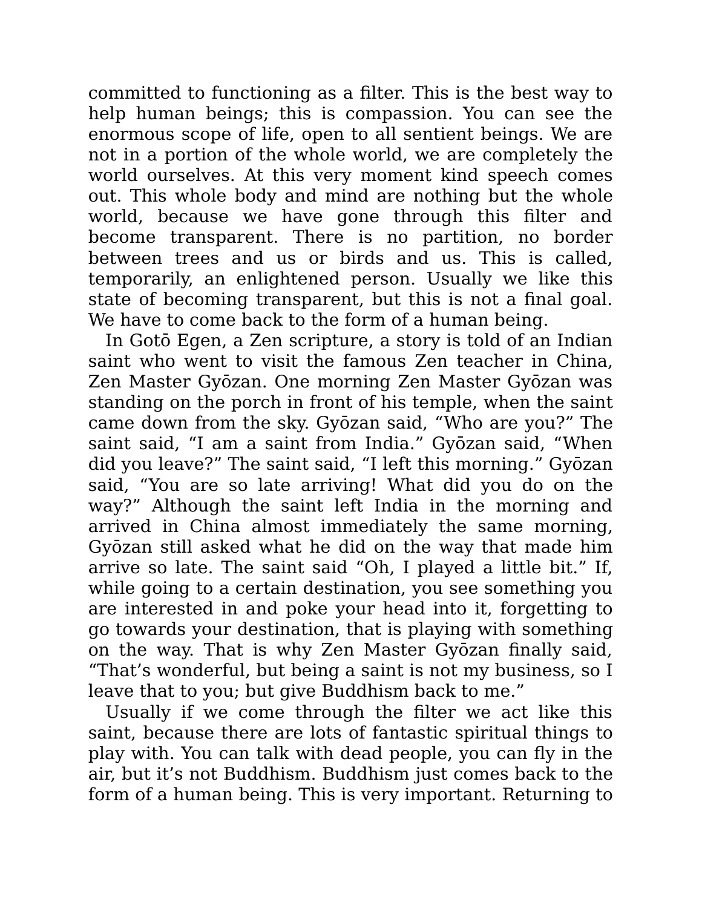committed to functioning as a filter. This is the best way to help human beings; this is compassion. You can see the enormous scope of life, open to all sentient beings. We are not in a portion of the whole world, we are completely the world ourselves. At this very moment kind speech comes out. This whole body and mind are nothing but the whole world, because we have gone through this filter and become transparent. There is no partition, no border between trees and us or birds and us. This is called, temporarily, an enlightened person. Usually we like this state of becoming transparent, but this is not a final goal. We have to come back to the form of a human being.

In Gotō Egen, a Zen scripture, a story is told of an Indian saint who went to visit the famous Zen teacher in China, Zen Master Gyōzan. One morning Zen Master Gyōzan was standing on the porch in front of his temple, when the saint came down from the sky. Gyōzan said, "Who are you?" The saint said, "I am a saint from India." Gyōzan said, "When did you leave?" The saint said, "I left this morning." Gyōzan said, "You are so late arriving! What did you do on the way?" Although the saint left India in the morning and arrived in China almost immediately the same morning, Gyōzan still asked what he did on the way that made him arrive so late. The saint said "Oh, I played a little bit." If, while going to a certain destination, you see something you are interested in and poke your head into it, forgetting to go towards your destination, that is playing with something on the way. That is why Zen Master Gyōzan finally said, "That's wonderful, but being a saint is not my business, so I leave that to you; but give Buddhism back to me."

Usually if we come through the filter we act like this saint, because there are lots of fantastic spiritual things to play with. You can talk with dead people, you can fly in the air, but it's not Buddhism. Buddhism just comes back to the form of a human being. This is very important. Returning to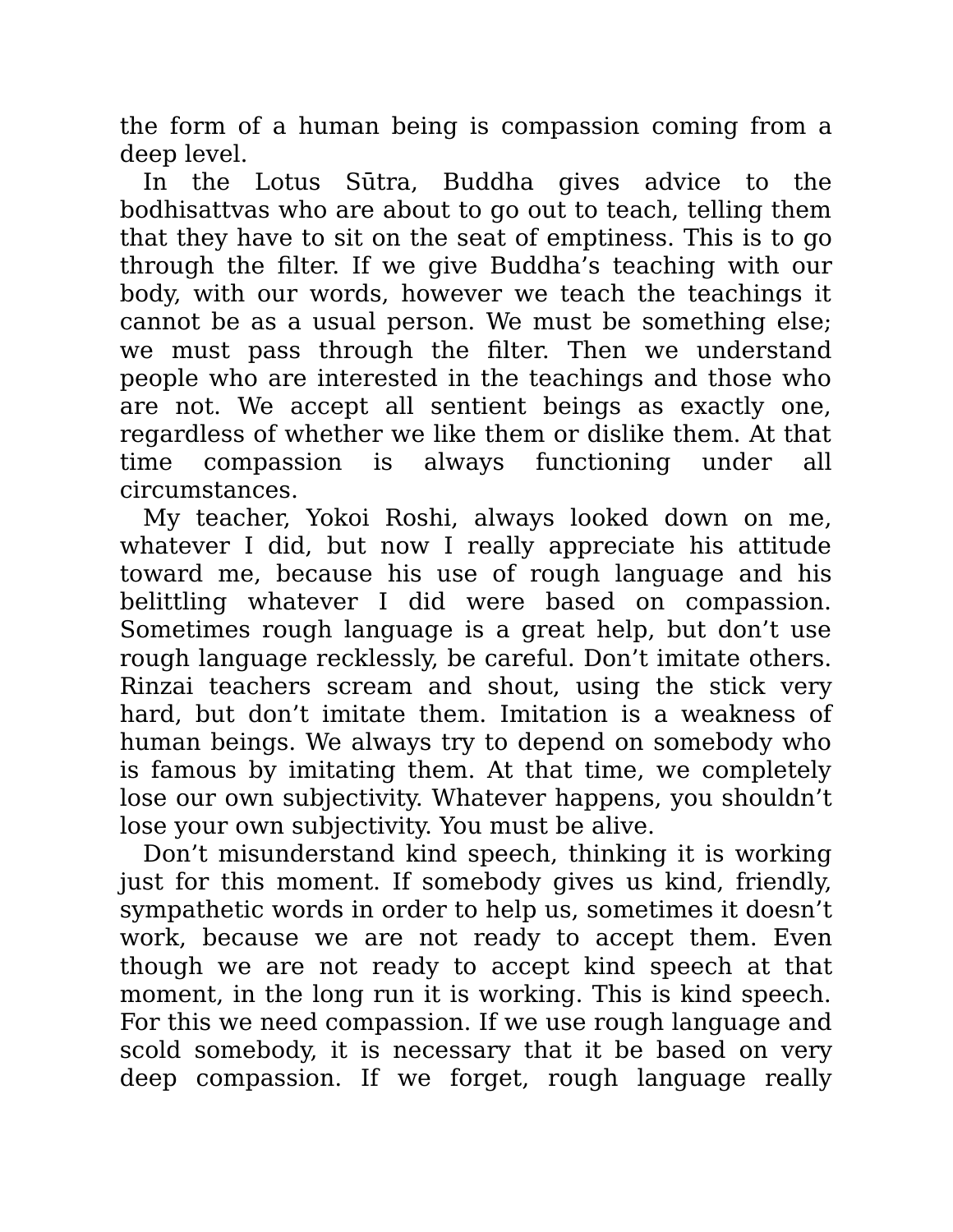the form of a human being is compassion coming from a deep level.

In the Lotus Sūtra, Buddha gives advice to the bodhisattvas who are about to go out to teach, telling them that they have to sit on the seat of emptiness. This is to go through the filter. If we give Buddha's teaching with our body, with our words, however we teach the teachings it cannot be as a usual person. We must be something else; we must pass through the filter. Then we understand people who are interested in the teachings and those who are not. We accept all sentient beings as exactly one, regardless of whether we like them or dislike them. At that time compassion is always functioning under all circumstances.

My teacher, Yokoi Roshi, always looked down on me, whatever I did, but now I really appreciate his attitude toward me, because his use of rough language and his belittling whatever I did were based on compassion. Sometimes rough language is a great help, but don't use rough language recklessly, be careful. Don't imitate others. Rinzai teachers scream and shout, using the stick very hard, but don't imitate them. Imitation is a weakness of human beings. We always try to depend on somebody who is famous by imitating them. At that time, we completely lose our own subjectivity. Whatever happens, you shouldn't lose your own subjectivity. You must be alive.

Don't misunderstand kind speech, thinking it is working just for this moment. If somebody gives us kind, friendly, sympathetic words in order to help us, sometimes it doesn't work, because we are not ready to accept them. Even though we are not ready to accept kind speech at that moment, in the long run it is working. This is kind speech. For this we need compassion. If we use rough language and scold somebody, it is necessary that it be based on very deep compassion. If we forget, rough language really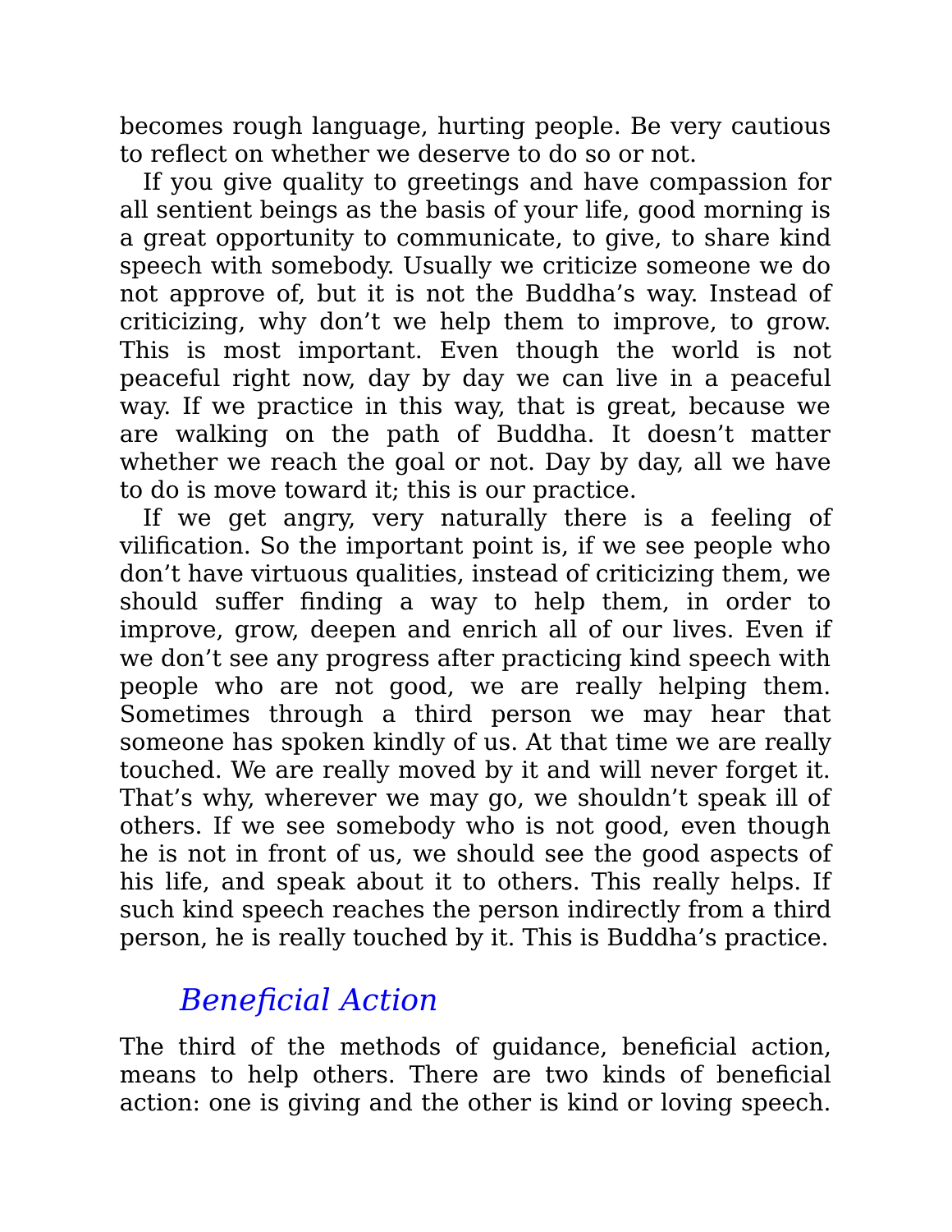becomes rough language, hurting people. Be very cautious to reflect on whether we deserve to do so or not.

If you give quality to greetings and have compassion for all sentient beings as the basis of your life, good morning is a great opportunity to communicate, to give, to share kind speech with somebody. Usually we criticize someone we do not approve of, but it is not the Buddha's way. Instead of criticizing, why don't we help them to improve, to grow. This is most important. Even though the world is not peaceful right now, day by day we can live in a peaceful way. If we practice in this way, that is great, because we are walking on the path of Buddha. It doesn't matter whether we reach the goal or not. Day by day, all we have to do is move toward it; this is our practice.

If we get angry, very naturally there is a feeling of vilification. So the important point is, if we see people who don't have virtuous qualities, instead of criticizing them, we should suffer finding a way to help them, in order to improve, grow, deepen and enrich all of our lives. Even if we don't see any progress after practicing kind speech with people who are not good, we are really helping them. Sometimes through a third person we may hear that someone has spoken kindly of us. At that time we are really touched. We are really moved by it and will never forget it. That's why, wherever we may go, we shouldn't speak ill of others. If we see somebody who is not good, even though he is not in front of us, we should see the good aspects of his life, and speak about it to others. This really helps. If such kind speech reaches the person indirectly from a third person, he is really touched by it. This is Buddha's practice.

### *Beneficial Action*

The third of the methods of guidance, beneficial action, means to help others. There are two kinds of beneficial action: one is giving and the other is kind or loving speech.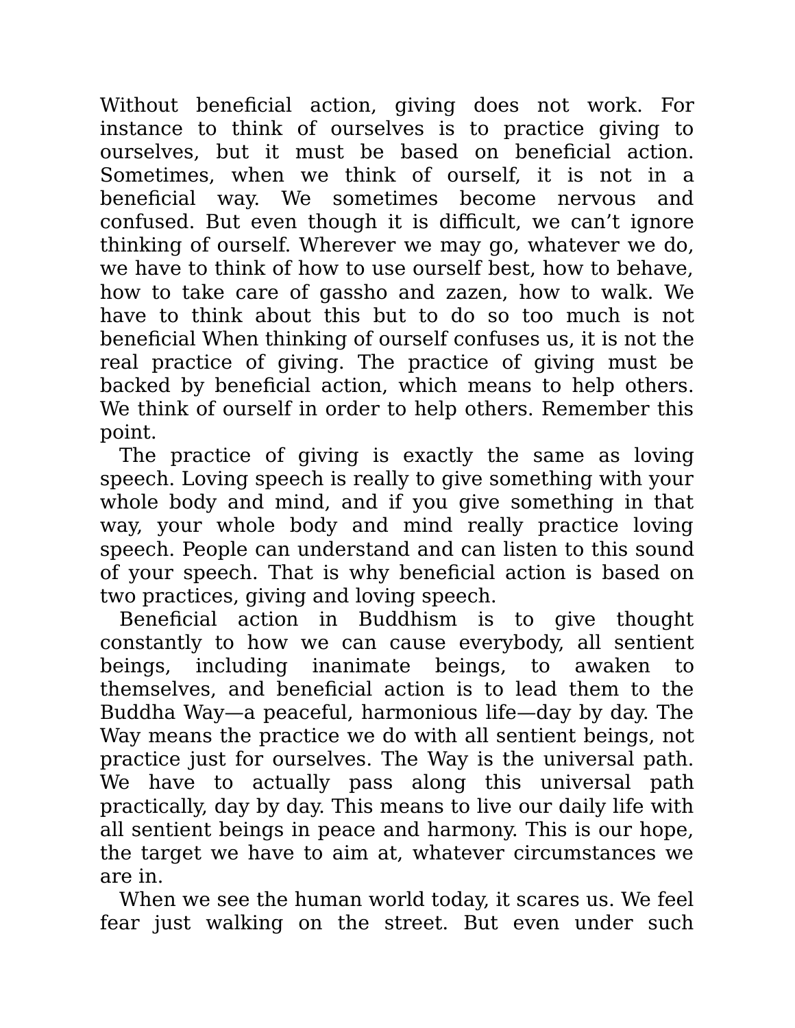Without beneficial action, giving does not work. For instance to think of ourselves is to practice giving to ourselves, but it must be based on beneficial action. Sometimes, when we think of ourself, it is not in a beneficial way. We sometimes become nervous and confused. But even though it is difficult, we can't ignore thinking of ourself. Wherever we may go, whatever we do, we have to think of how to use ourself best, how to behave, how to take care of gassho and zazen, how to walk. We have to think about this but to do so too much is not beneficial When thinking of ourself confuses us, it is not the real practice of giving. The practice of giving must be backed by beneficial action, which means to help others. We think of ourself in order to help others. Remember this point.

The practice of giving is exactly the same as loving speech. Loving speech is really to give something with your whole body and mind, and if you give something in that way, your whole body and mind really practice loving speech. People can understand and can listen to this sound of your speech. That is why beneficial action is based on two practices, giving and loving speech.

Beneficial action in Buddhism is to give thought constantly to how we can cause everybody, all sentient beings, including inanimate beings, to awaken to themselves, and beneficial action is to lead them to the Buddha Way—a peaceful, harmonious life—day by day. The Way means the practice we do with all sentient beings, not practice just for ourselves. The Way is the universal path. We have to actually pass along this universal path practically, day by day. This means to live our daily life with all sentient beings in peace and harmony. This is our hope, the target we have to aim at, whatever circumstances we are in.

When we see the human world today, it scares us. We feel fear just walking on the street. But even under such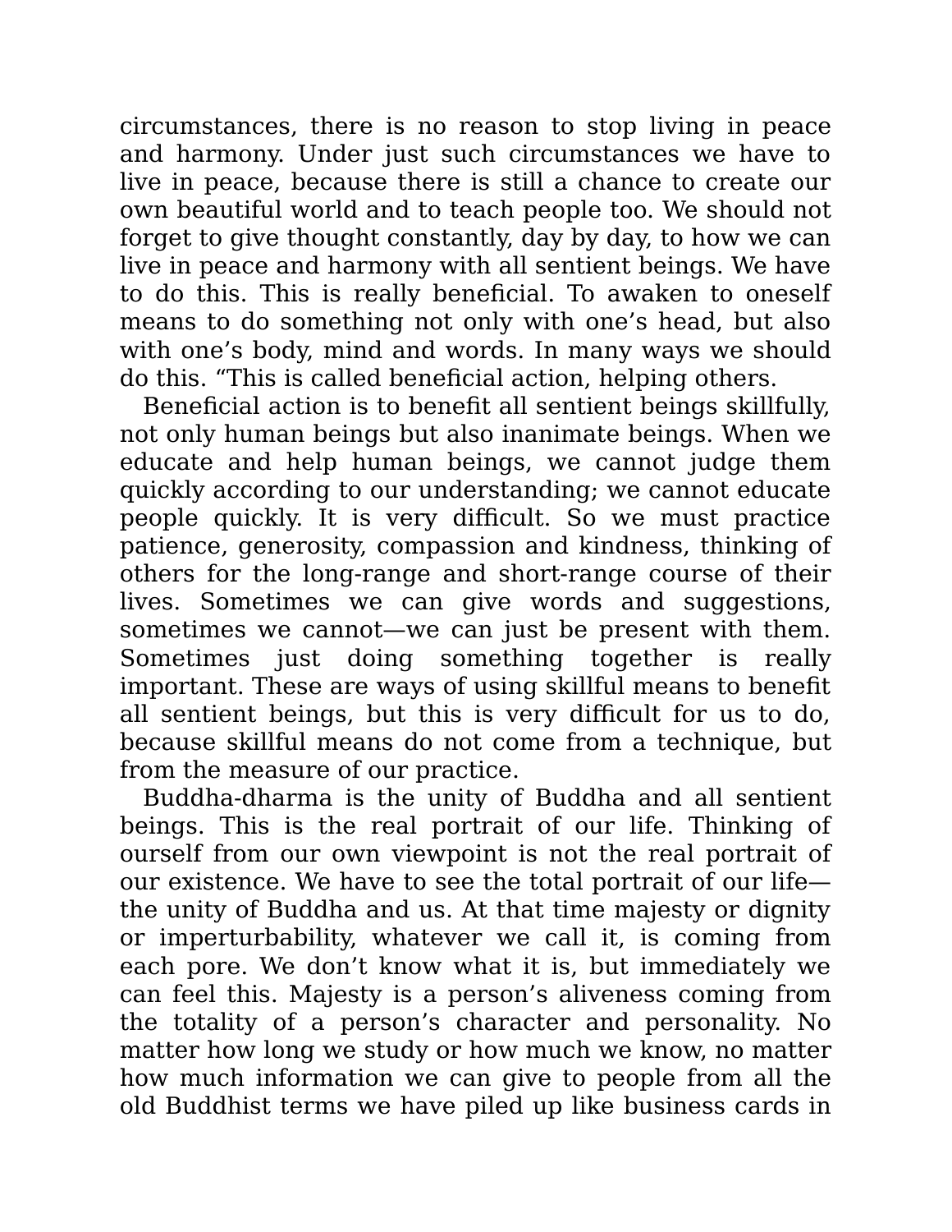circumstances, there is no reason to stop living in peace and harmony. Under just such circumstances we have to live in peace, because there is still a chance to create our own beautiful world and to teach people too. We should not forget to give thought constantly, day by day, to how we can live in peace and harmony with all sentient beings. We have to do this. This is really beneficial. To awaken to oneself means to do something not only with one's head, but also with one's body, mind and words. In many ways we should do this. "This is called beneficial action, helping others.

Beneficial action is to benefit all sentient beings skillfully, not only human beings but also inanimate beings. When we educate and help human beings, we cannot judge them quickly according to our understanding; we cannot educate people quickly. It is very difficult. So we must practice patience, generosity, compassion and kindness, thinking of others for the long-range and short-range course of their lives. Sometimes we can give words and suggestions, sometimes we cannot—we can just be present with them. Sometimes just doing something together is really important. These are ways of using skillful means to benefit all sentient beings, but this is very difficult for us to do, because skillful means do not come from a technique, but from the measure of our practice.

Buddha-dharma is the unity of Buddha and all sentient beings. This is the real portrait of our life. Thinking of ourself from our own viewpoint is not the real portrait of our existence. We have to see the total portrait of our life—the unity of Buddha and us. At that time majesty or dignity or imperturbability, whatever we call it, is coming from each pore. We don't know what it is, but immediately we can feel this. Majesty is a person's aliveness coming from the totality of a person's character and personality. No matter how long we study or how much we know, no matter how much information we can give to people from all the old Buddhist terms we have piled up like business cards in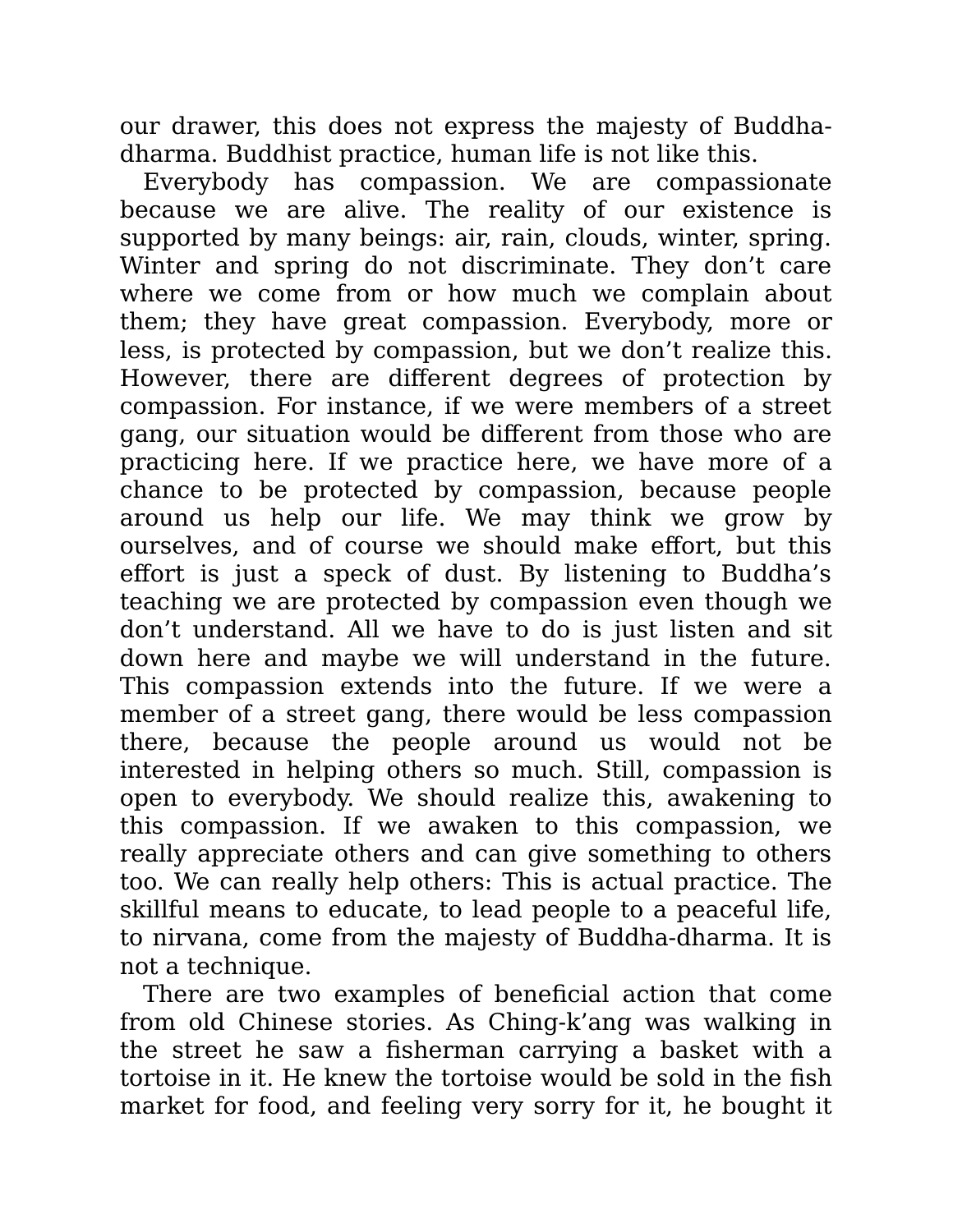our drawer, this does not express the majesty of Buddha-dharma. Buddhist practice, human life is not like this.

Everybody has compassion. We are compassionate because we are alive. The reality of our existence is supported by many beings: air, rain, clouds, winter, spring. Winter and spring do not discriminate. They don't care where we come from or how much we complain about them; they have great compassion. Everybody, more or less, is protected by compassion, but we don't realize this. However, there are different degrees of protection by compassion. For instance, if we were members of a street gang, our situation would be different from those who are practicing here. If we practice here, we have more of a chance to be protected by compassion, because people around us help our life. We may think we grow by ourselves, and of course we should make effort, but this effort is just a speck of dust. By listening to Buddha's teaching we are protected by compassion even though we don't understand. All we have to do is just listen and sit down here and maybe we will understand in the future. This compassion extends into the future. If we were a member of a street gang, there would be less compassion there, because the people around us would not be interested in helping others so much. Still, compassion is open to everybody. We should realize this, awakening to this compassion. If we awaken to this compassion, we really appreciate others and can give something to others too. We can really help others: This is actual practice. The skillful means to educate, to lead people to a peaceful life, to nirvana, come from the majesty of Buddha-dharma. It is not a technique.

There are two examples of beneficial action that come from old Chinese stories. As Ching-k'ang was walking in the street he saw a fisherman carrying a basket with a tortoise in it. He knew the tortoise would be sold in the fish market for food, and feeling very sorry for it, he bought it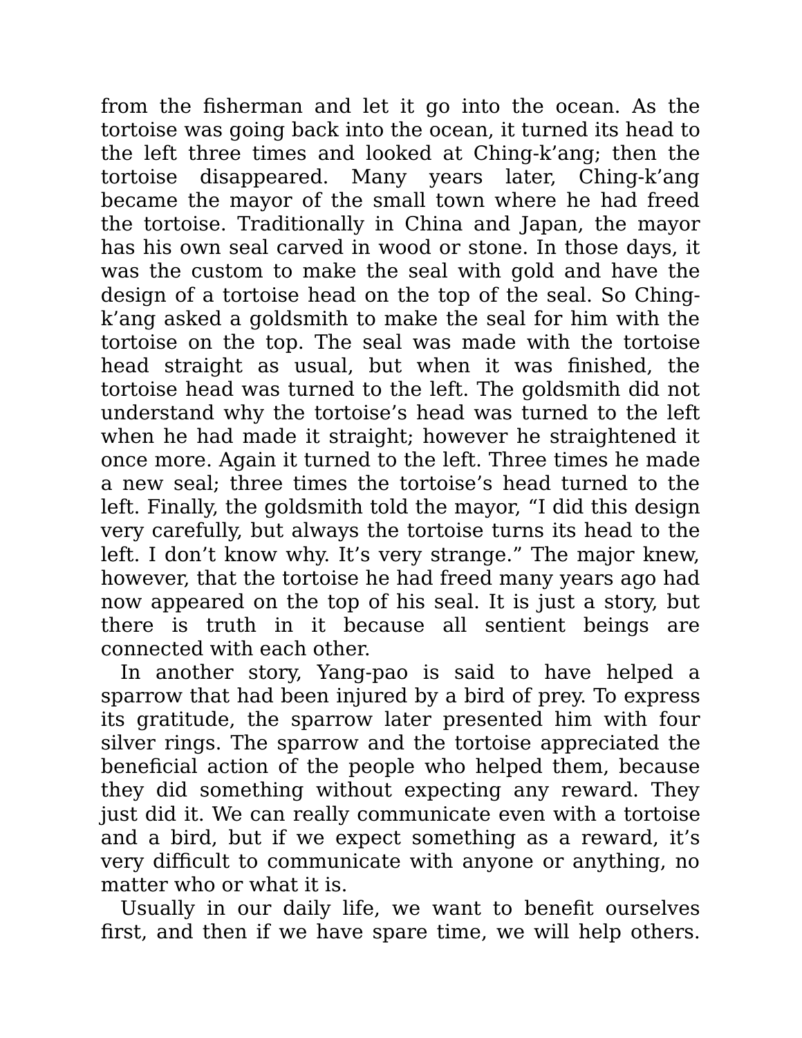from the fisherman and let it go into the ocean. As the tortoise was going back into the ocean, it turned its head to the left three times and looked at Ching-k'ang; then the tortoise disappeared. Many years later, Ching-k'ang became the mayor of the small town where he had freed the tortoise. Traditionally in China and Japan, the mayor has his own seal carved in wood or stone. In those days, it was the custom to make the seal with gold and have the design of a tortoise head on the top of the seal. So Ching-k'ang asked a goldsmith to make the seal for him with the tortoise on the top. The seal was made with the tortoise head straight as usual, but when it was finished, the tortoise head was turned to the left. The goldsmith did not understand why the tortoise's head was turned to the left when he had made it straight; however he straightened it once more. Again it turned to the left. Three times he made a new seal; three times the tortoise's head turned to the left. Finally, the goldsmith told the mayor, "I did this design very carefully, but always the tortoise turns its head to the left. I don't know why. It's very strange." The major knew, however, that the tortoise he had freed many years ago had now appeared on the top of his seal. It is just a story, but there is truth in it because all sentient beings are connected with each other.

In another story, Yang-pao is said to have helped a sparrow that had been injured by a bird of prey. To express its gratitude, the sparrow later presented him with four silver rings. The sparrow and the tortoise appreciated the beneficial action of the people who helped them, because they did something without expecting any reward. They just did it. We can really communicate even with a tortoise and a bird, but if we expect something as a reward, it's very difficult to communicate with anyone or anything, no matter who or what it is.

Usually in our daily life, we want to benefit ourselves first, and then if we have spare time, we will help others.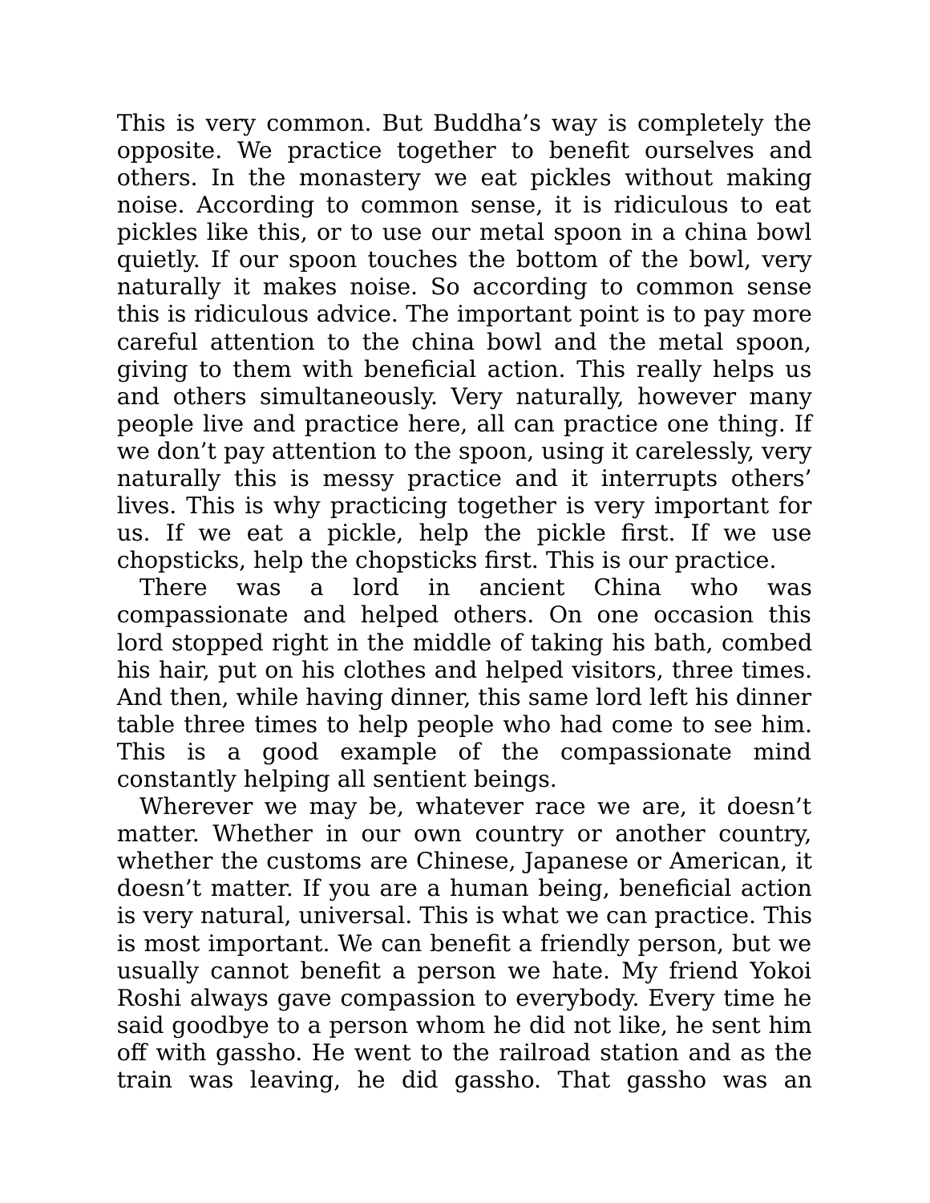This is very common. But Buddha's way is completely the opposite. We practice together to benefit ourselves and others. In the monastery we eat pickles without making noise. According to common sense, it is ridiculous to eat pickles like this, or to use our metal spoon in a china bowl quietly. If our spoon touches the bottom of the bowl, very naturally it makes noise. So according to common sense this is ridiculous advice. The important point is to pay more careful attention to the china bowl and the metal spoon, giving to them with beneficial action. This really helps us and others simultaneously. Very naturally, however many people live and practice here, all can practice one thing. If we don't pay attention to the spoon, using it carelessly, very naturally this is messy practice and it interrupts others' lives. This is why practicing together is very important for us. If we eat a pickle, help the pickle first. If we use chopsticks, help the chopsticks first. This is our practice.

There was a lord in ancient China who was compassionate and helped others. On one occasion this lord stopped right in the middle of taking his bath, combed his hair, put on his clothes and helped visitors, three times. And then, while having dinner, this same lord left his dinner table three times to help people who had come to see him. This is a good example of the compassionate mind constantly helping all sentient beings.

Wherever we may be, whatever race we are, it doesn't matter. Whether in our own country or another country, whether the customs are Chinese, Japanese or American, it doesn't matter. If you are a human being, beneficial action is very natural, universal. This is what we can practice. This is most important. We can benefit a friendly person, but we usually cannot benefit a person we hate. My friend Yokoi Roshi always gave compassion to everybody. Every time he said goodbye to a person whom he did not like, he sent him off with gassho. He went to the railroad station and as the train was leaving, he did gassho. That gassho was an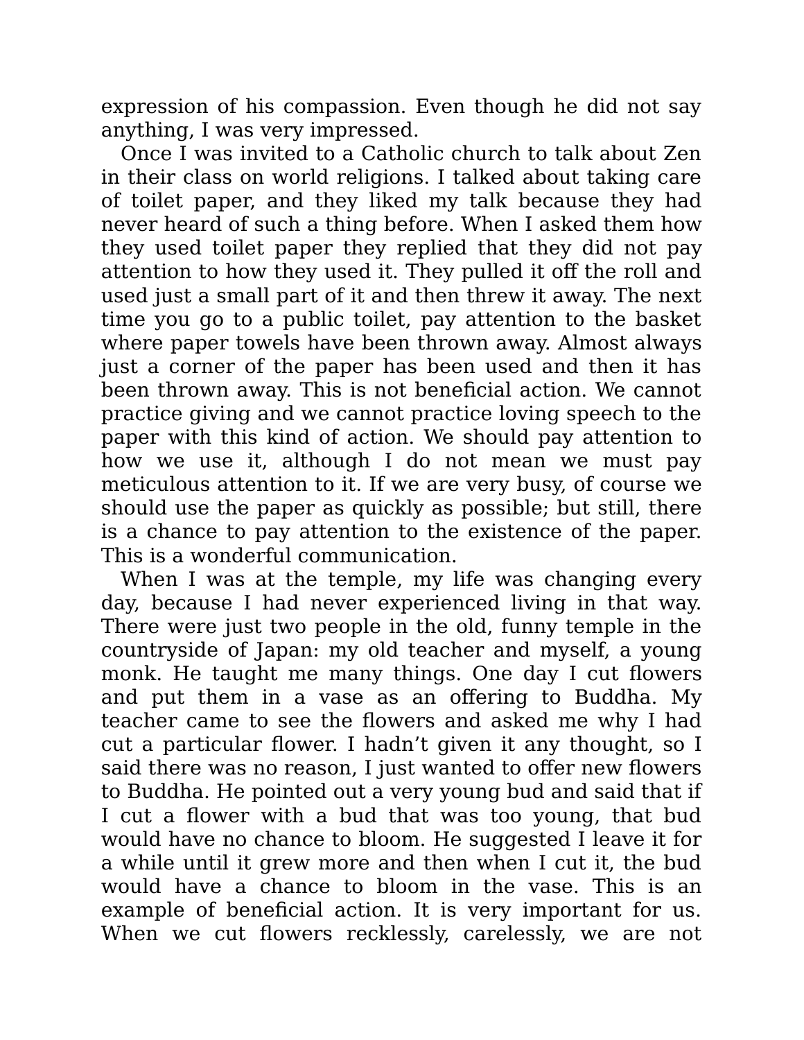expression of his compassion. Even though he did not say anything, I was very impressed.

Once I was invited to a Catholic church to talk about Zen in their class on world religions. I talked about taking care of toilet paper, and they liked my talk because they had never heard of such a thing before. When I asked them how they used toilet paper they replied that they did not pay attention to how they used it. They pulled it off the roll and used just a small part of it and then threw it away. The next time you go to a public toilet, pay attention to the basket where paper towels have been thrown away. Almost always just a corner of the paper has been used and then it has been thrown away. This is not beneficial action. We cannot practice giving and we cannot practice loving speech to the paper with this kind of action. We should pay attention to how we use it, although I do not mean we must pay meticulous attention to it. If we are very busy, of course we should use the paper as quickly as possible; but still, there is a chance to pay attention to the existence of the paper. This is a wonderful communication.

When I was at the temple, my life was changing every day, because I had never experienced living in that way. There were just two people in the old, funny temple in the countryside of Japan: my old teacher and myself, a young monk. He taught me many things. One day I cut flowers and put them in a vase as an offering to Buddha. My teacher came to see the flowers and asked me why I had cut a particular flower. I hadn't given it any thought, so I said there was no reason, I just wanted to offer new flowers to Buddha. He pointed out a very young bud and said that if I cut a flower with a bud that was too young, that bud would have no chance to bloom. He suggested I leave it for a while until it grew more and then when I cut it, the bud would have a chance to bloom in the vase. This is an example of beneficial action. It is very important for us. When we cut flowers recklessly, carelessly, we are not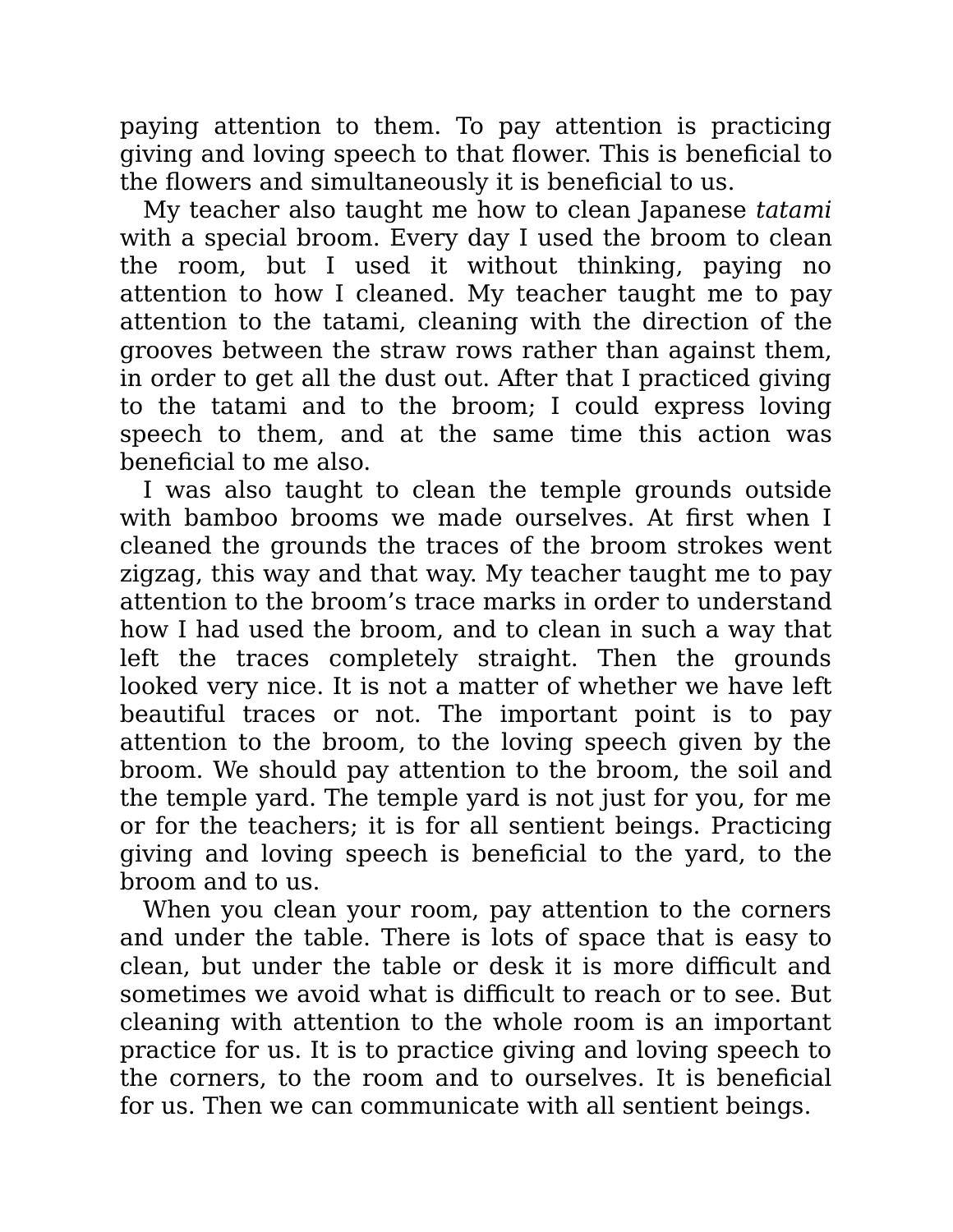paying attention to them. To pay attention is practicing giving and loving speech to that flower. This is beneficial to the flowers and simultaneously it is beneficial to us.

My teacher also taught me how to clean Japanese *tatami* with a special broom. Every day I used the broom to clean the room, but I used it without thinking, paying no attention to how I cleaned. My teacher taught me to pay attention to the tatami, cleaning with the direction of the grooves between the straw rows rather than against them, in order to get all the dust out. After that I practiced giving to the tatami and to the broom; I could express loving speech to them, and at the same time this action was beneficial to me also.

I was also taught to clean the temple grounds outside with bamboo brooms we made ourselves. At first when I cleaned the grounds the traces of the broom strokes went zigzag, this way and that way. My teacher taught me to pay attention to the broom's trace marks in order to understand how I had used the broom, and to clean in such a way that left the traces completely straight. Then the grounds looked very nice. It is not a matter of whether we have left beautiful traces or not. The important point is to pay attention to the broom, to the loving speech given by the broom. We should pay attention to the broom, the soil and the temple yard. The temple yard is not just for you, for me or for the teachers; it is for all sentient beings. Practicing giving and loving speech is beneficial to the yard, to the broom and to us.

When you clean your room, pay attention to the corners and under the table. There is lots of space that is easy to clean, but under the table or desk it is more difficult and sometimes we avoid what is difficult to reach or to see. But cleaning with attention to the whole room is an important practice for us. It is to practice giving and loving speech to the corners, to the room and to ourselves. It is beneficial for us. Then we can communicate with all sentient beings.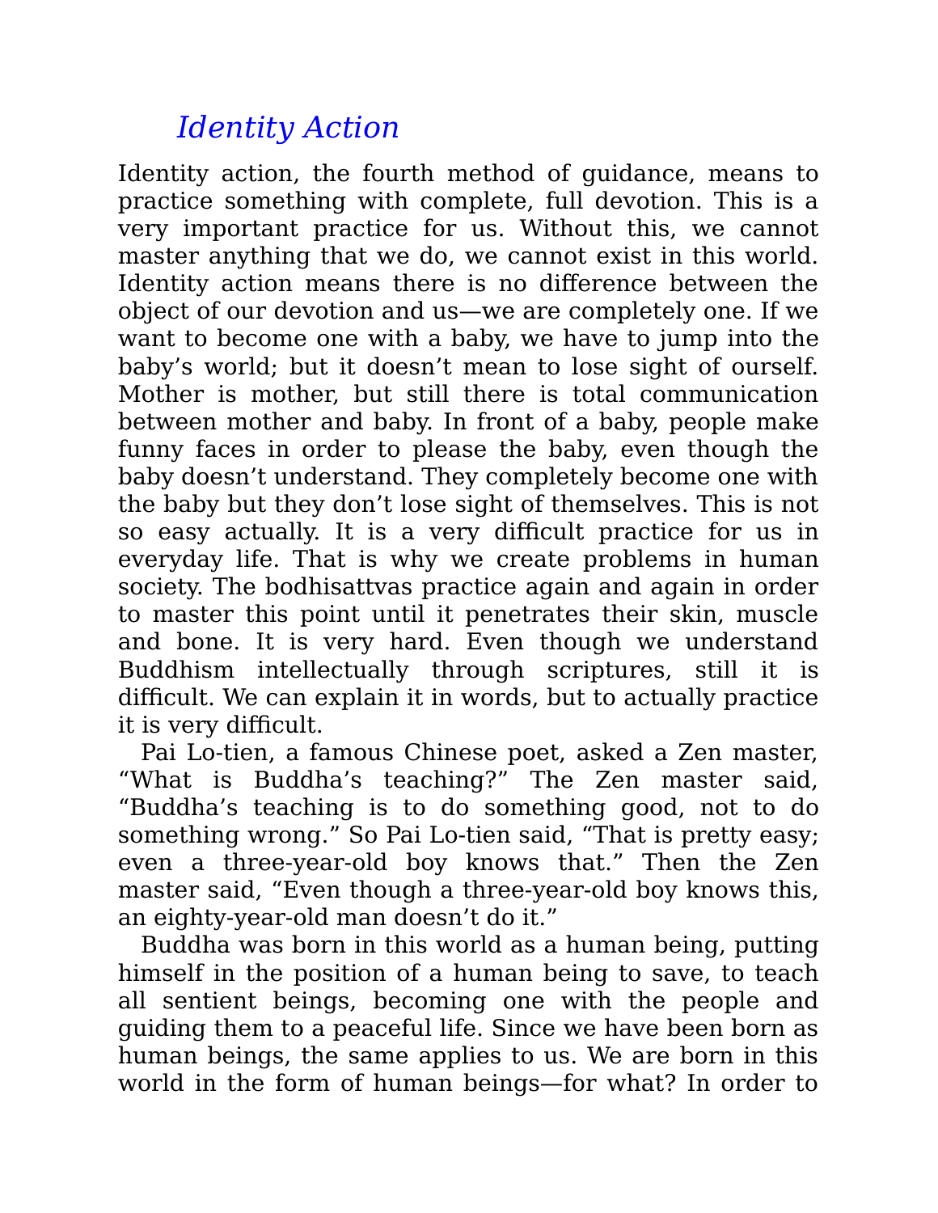## *Identity Action*

Identity action, the fourth method of guidance, means to practice something with complete, full devotion. This is a very important practice for us. Without this, we cannot master anything that we do, we cannot exist in this world. Identity action means there is no difference between the object of our devotion and us—we are completely one. If we want to become one with a baby, we have to jump into the baby's world; but it doesn't mean to lose sight of ourself. Mother is mother, but still there is total communication between mother and baby. In front of a baby, people make funny faces in order to please the baby, even though the baby doesn't understand. They completely become one with the baby but they don't lose sight of themselves. This is not so easy actually. It is a very difficult practice for us in everyday life. That is why we create problems in human society. The bodhisattvas practice again and again in order to master this point until it penetrates their skin, muscle and bone. It is very hard. Even though we understand Buddhism intellectually through scriptures, still it is difficult. We can explain it in words, but to actually practice it is very difficult.

Pai Lo-tien, a famous Chinese poet, asked a Zen master, "What is Buddha's teaching?" The Zen master said, "Buddha's teaching is to do something good, not to do something wrong." So Pai Lo-tien said, "That is pretty easy; even a three-year-old boy knows that." Then the Zen master said, "Even though a three-year-old boy knows this, an eighty-year-old man doesn't do it."

Buddha was born in this world as a human being, putting himself in the position of a human being to save, to teach all sentient beings, becoming one with the people and guiding them to a peaceful life. Since we have been born as human beings, the same applies to us. We are born in this world in the form of human beings—for what? In order to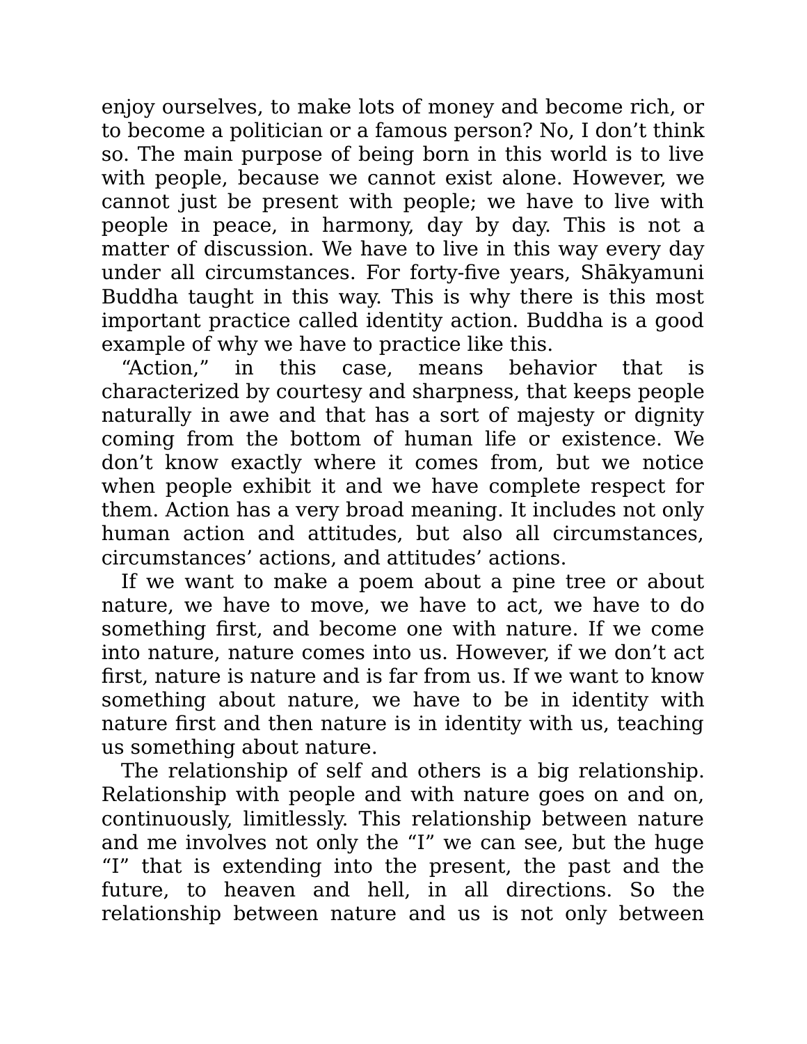enjoy ourselves, to make lots of money and become rich, or to become a politician or a famous person? No, I don't think so. The main purpose of being born in this world is to live with people, because we cannot exist alone. However, we cannot just be present with people; we have to live with people in peace, in harmony, day by day. This is not a matter of discussion. We have to live in this way every day under all circumstances. For forty-five years, Shākyamuni Buddha taught in this way. This is why there is this most important practice called identity action. Buddha is a good example of why we have to practice like this.

"Action," in this case, means behavior that is characterized by courtesy and sharpness, that keeps people naturally in awe and that has a sort of majesty or dignity coming from the bottom of human life or existence. We don't know exactly where it comes from, but we notice when people exhibit it and we have complete respect for them. Action has a very broad meaning. It includes not only human action and attitudes, but also all circumstances, circumstances' actions, and attitudes' actions.

If we want to make a poem about a pine tree or about nature, we have to move, we have to act, we have to do something first, and become one with nature. If we come into nature, nature comes into us. However, if we don't act first, nature is nature and is far from us. If we want to know something about nature, we have to be in identity with nature first and then nature is in identity with us, teaching us something about nature.

The relationship of self and others is a big relationship. Relationship with people and with nature goes on and on, continuously, limitlessly. This relationship between nature and me involves not only the "I" we can see, but the huge "I" that is extending into the present, the past and the future, to heaven and hell, in all directions. So the relationship between nature and us is not only between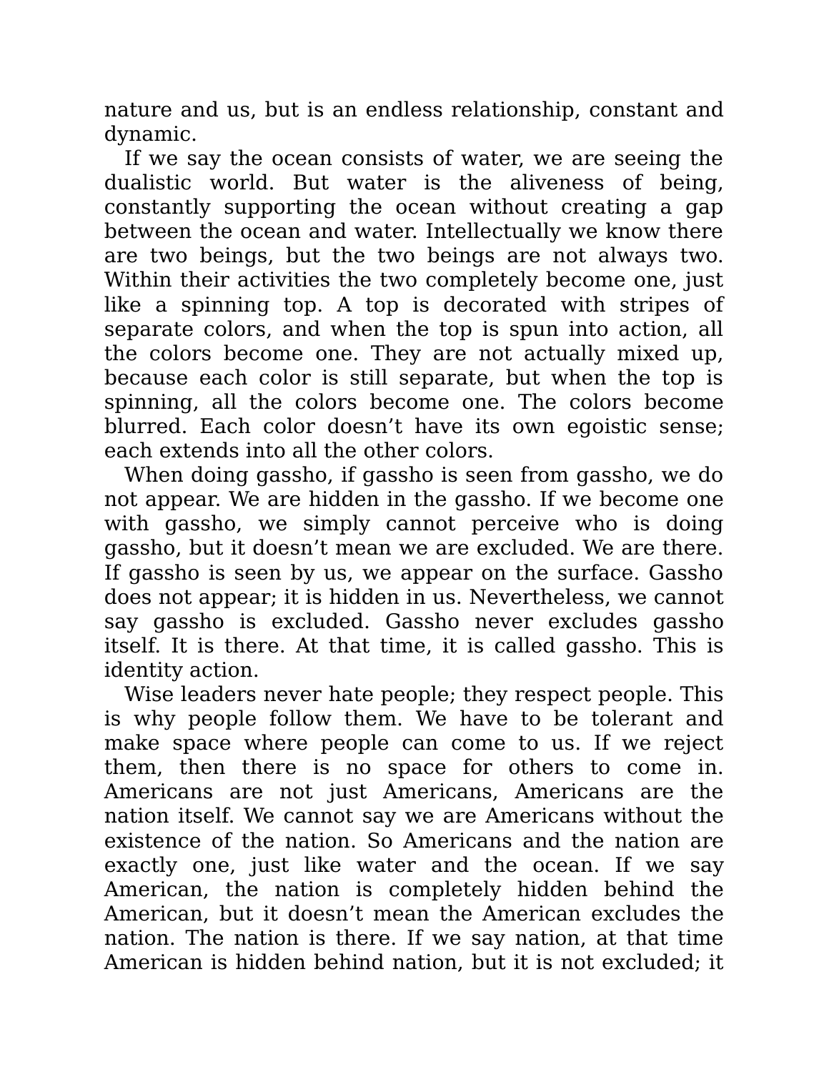nature and us, but is an endless relationship, constant and dynamic.

If we say the ocean consists of water, we are seeing the dualistic world. But water is the aliveness of being, constantly supporting the ocean without creating a gap between the ocean and water. Intellectually we know there are two beings, but the two beings are not always two. Within their activities the two completely become one, just like a spinning top. A top is decorated with stripes of separate colors, and when the top is spun into action, all the colors become one. They are not actually mixed up, because each color is still separate, but when the top is spinning, all the colors become one. The colors become blurred. Each color doesn't have its own egoistic sense; each extends into all the other colors.

When doing gassho, if gassho is seen from gassho, we do not appear. We are hidden in the gassho. If we become one with gassho, we simply cannot perceive who is doing gassho, but it doesn't mean we are excluded. We are there. If gassho is seen by us, we appear on the surface. Gassho does not appear; it is hidden in us. Nevertheless, we cannot say gassho is excluded. Gassho never excludes gassho itself. It is there. At that time, it is called gassho. This is identity action.

Wise leaders never hate people; they respect people. This is why people follow them. We have to be tolerant and make space where people can come to us. If we reject them, then there is no space for others to come in. Americans are not just Americans, Americans are the nation itself. We cannot say we are Americans without the existence of the nation. So Americans and the nation are exactly one, just like water and the ocean. If we say American, the nation is completely hidden behind the American, but it doesn't mean the American excludes the nation. The nation is there. If we say nation, at that time American is hidden behind nation, but it is not excluded; it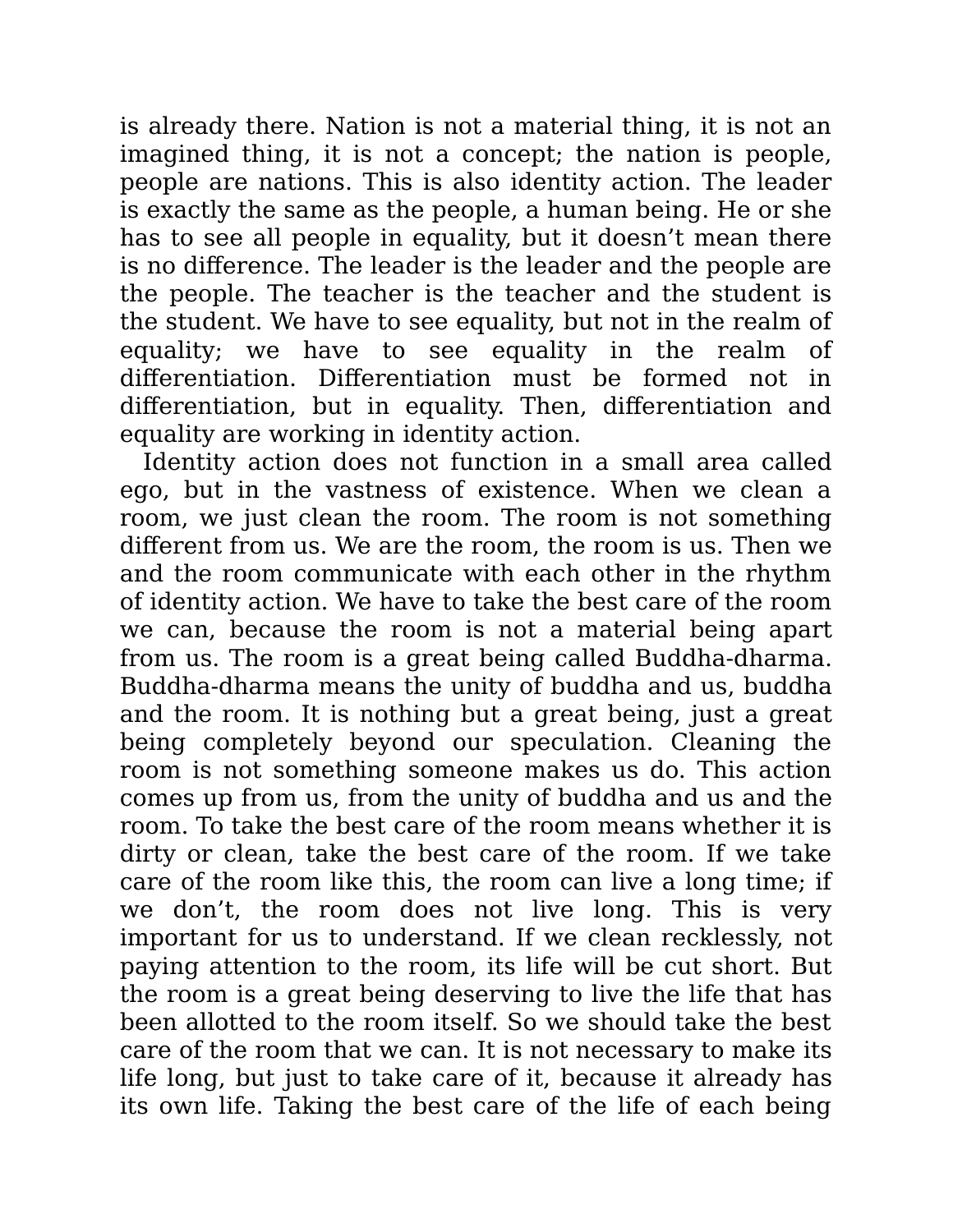is already there. Nation is not a material thing, it is not an imagined thing, it is not a concept; the nation is people, people are nations. This is also identity action. The leader is exactly the same as the people, a human being. He or she has to see all people in equality, but it doesn't mean there is no difference. The leader is the leader and the people are the people. The teacher is the teacher and the student is the student. We have to see equality, but not in the realm of equality; we have to see equality in the realm of differentiation. Differentiation must be formed not in differentiation, but in equality. Then, differentiation and equality are working in identity action.

Identity action does not function in a small area called ego, but in the vastness of existence. When we clean a room, we just clean the room. The room is not something different from us. We are the room, the room is us. Then we and the room communicate with each other in the rhythm of identity action. We have to take the best care of the room we can, because the room is not a material being apart from us. The room is a great being called Buddha-dharma. Buddha-dharma means the unity of buddha and us, buddha and the room. It is nothing but a great being, just a great being completely beyond our speculation. Cleaning the room is not something someone makes us do. This action comes up from us, from the unity of buddha and us and the room. To take the best care of the room means whether it is dirty or clean, take the best care of the room. If we take care of the room like this, the room can live a long time; if we don't, the room does not live long. This is very important for us to understand. If we clean recklessly, not paying attention to the room, its life will be cut short. But the room is a great being deserving to live the life that has been allotted to the room itself. So we should take the best care of the room that we can. It is not necessary to make its life long, but just to take care of it, because it already has its own life. Taking the best care of the life of each being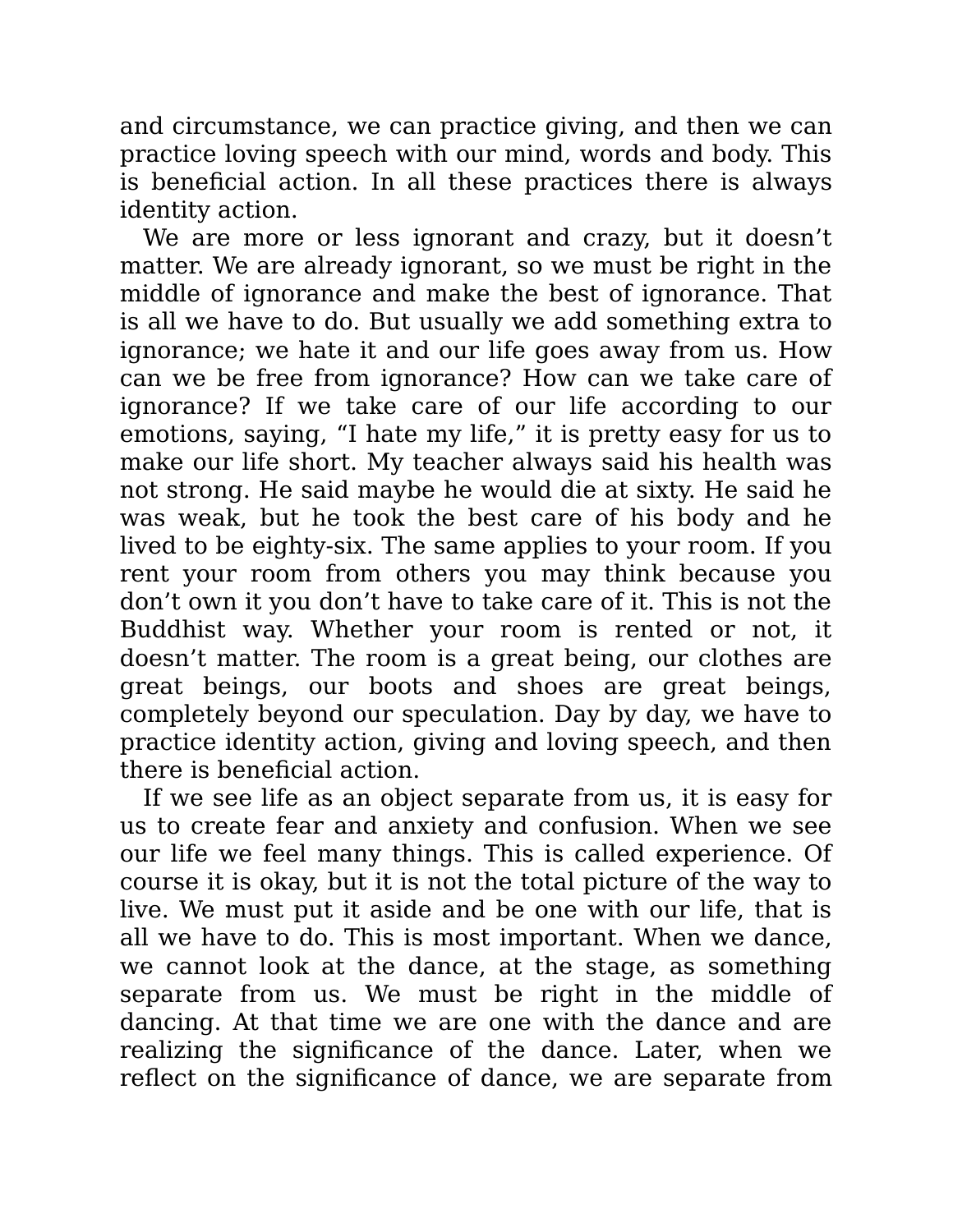and circumstance, we can practice giving, and then we can practice loving speech with our mind, words and body. This is beneficial action. In all these practices there is always identity action.

We are more or less ignorant and crazy, but it doesn't matter. We are already ignorant, so we must be right in the middle of ignorance and make the best of ignorance. That is all we have to do. But usually we add something extra to ignorance; we hate it and our life goes away from us. How can we be free from ignorance? How can we take care of ignorance? If we take care of our life according to our emotions, saying, "I hate my life," it is pretty easy for us to make our life short. My teacher always said his health was not strong. He said maybe he would die at sixty. He said he was weak, but he took the best care of his body and he lived to be eighty-six. The same applies to your room. If you rent your room from others you may think because you don't own it you don't have to take care of it. This is not the Buddhist way. Whether your room is rented or not, it doesn't matter. The room is a great being, our clothes are great beings, our boots and shoes are great beings, completely beyond our speculation. Day by day, we have to practice identity action, giving and loving speech, and then there is beneficial action.

If we see life as an object separate from us, it is easy for us to create fear and anxiety and confusion. When we see our life we feel many things. This is called experience. Of course it is okay, but it is not the total picture of the way to live. We must put it aside and be one with our life, that is all we have to do. This is most important. When we dance, we cannot look at the dance, at the stage, as something separate from us. We must be right in the middle of dancing. At that time we are one with the dance and are realizing the significance of the dance. Later, when we reflect on the significance of dance, we are separate from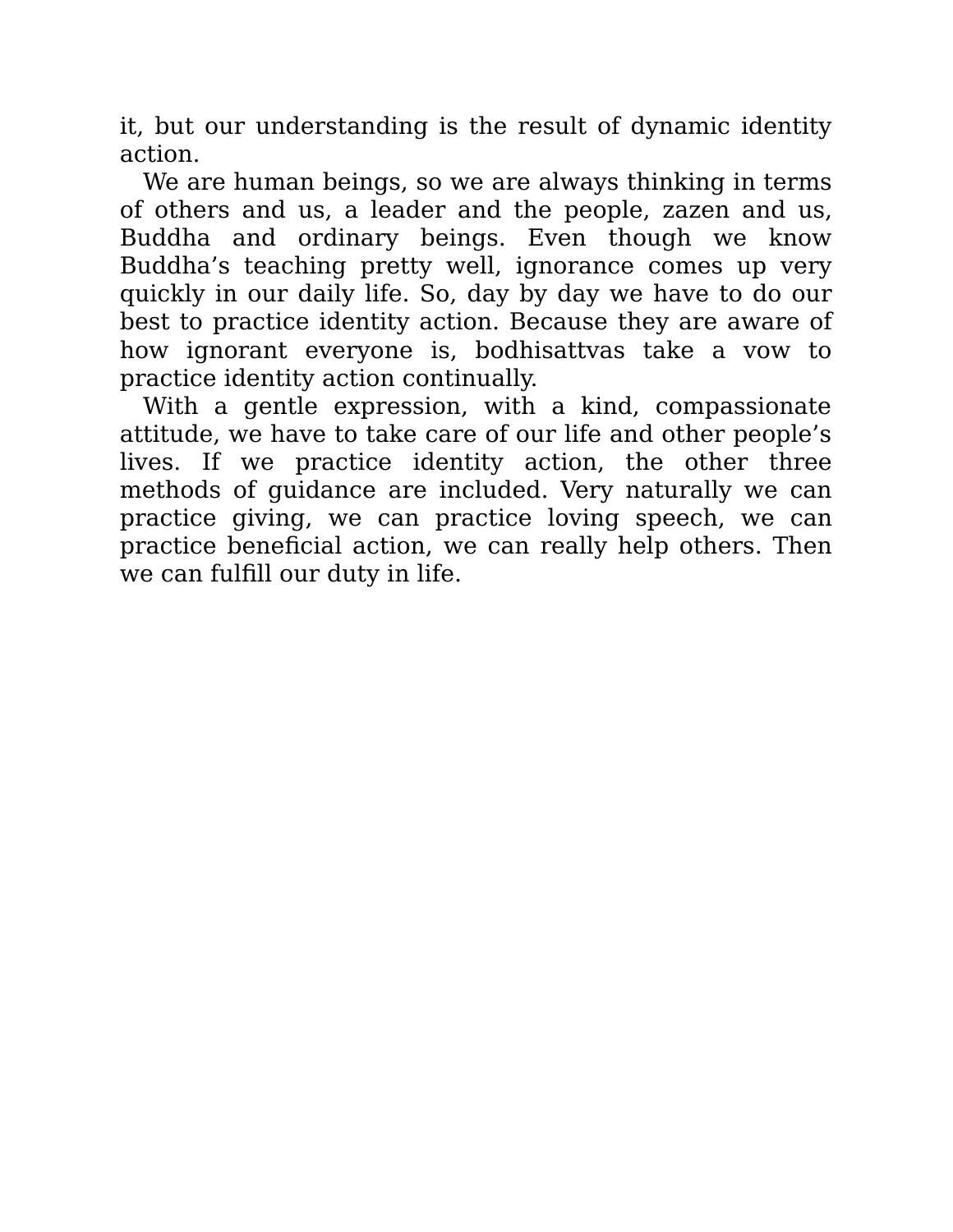it, but our understanding is the result of dynamic identity action.

We are human beings, so we are always thinking in terms of others and us, a leader and the people, zazen and us, Buddha and ordinary beings. Even though we know Buddha's teaching pretty well, ignorance comes up very quickly in our daily life. So, day by day we have to do our best to practice identity action. Because they are aware of how ignorant everyone is, bodhisattvas take a vow to practice identity action continually.

With a gentle expression, with a kind, compassionate attitude, we have to take care of our life and other people's lives. If we practice identity action, the other three methods of guidance are included. Very naturally we can practice giving, we can practice loving speech, we can practice beneficial action, we can really help others. Then we can fulfill our duty in life.